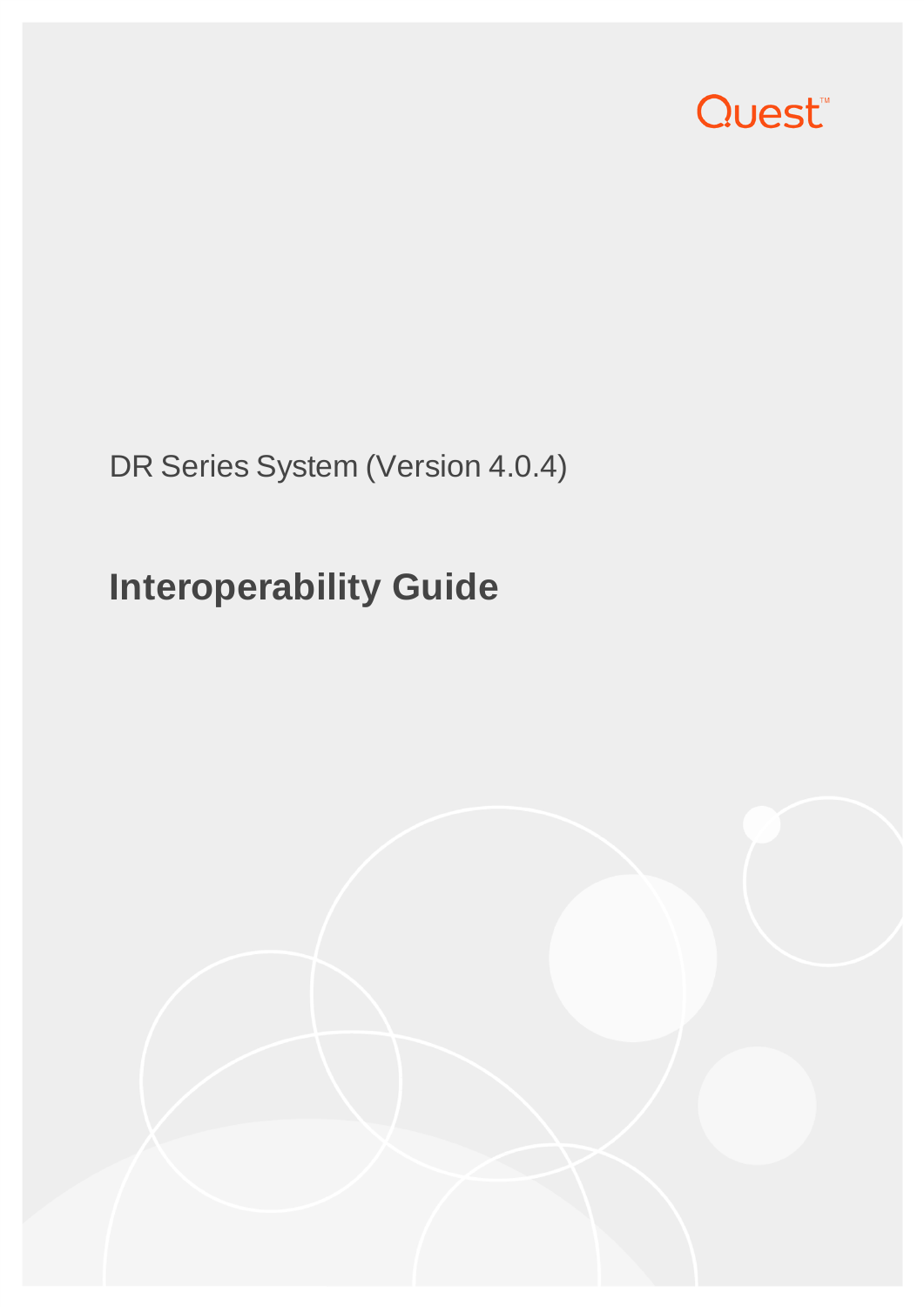Quest™

DR Series System (Version 4.0.4)

# Interoperability Guide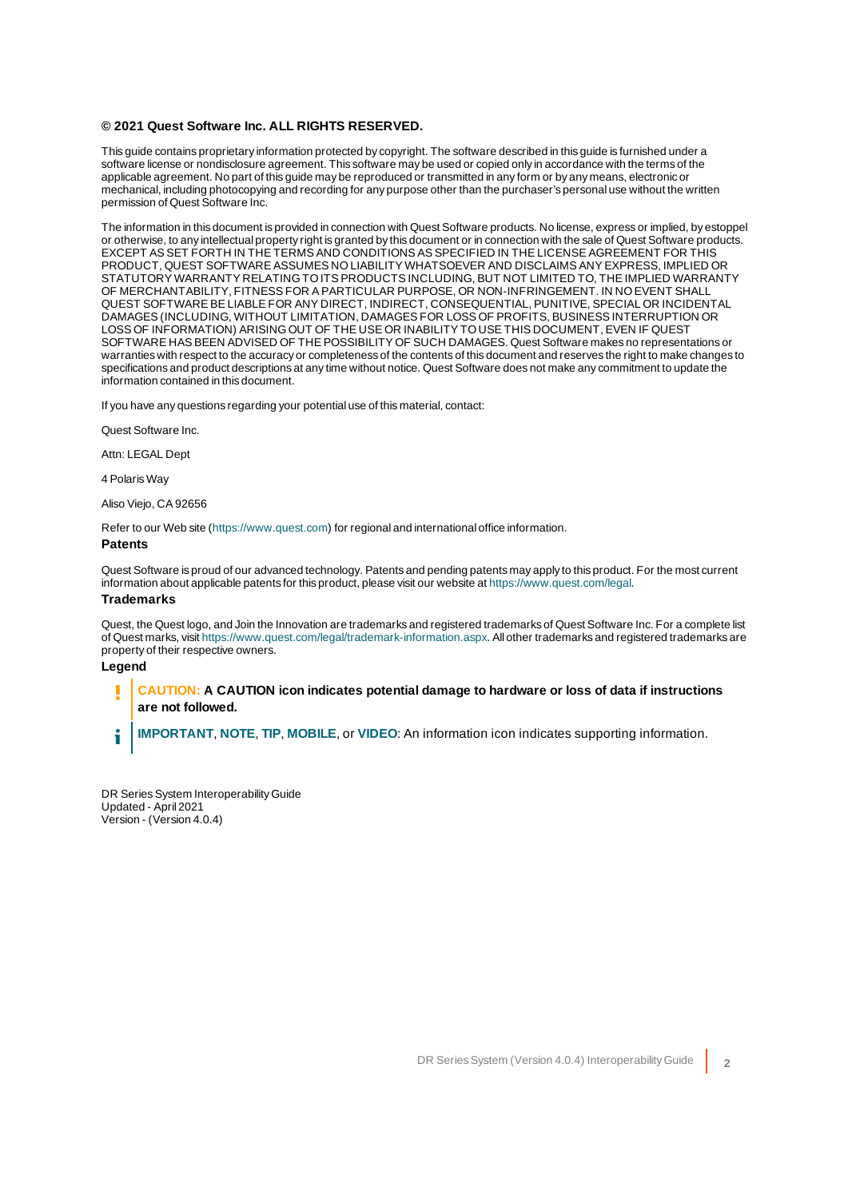**© 2021 Quest Software Inc. ALL RIGHTS RESERVED.**

This guide contains proprietary information protected by copyright. The software described in this guide is furnished under a software license or nondisclosure agreement. This software may be used or copied only in accordance with the terms of the applicable agreement. No part of this guide may be reproduced or transmitted in any form or by any means, electronic or mechanical, including photocopying and recording for any purpose other than the purchaser's personal use without the written permission of Quest Software Inc.

The information in this document is provided in connection with Quest Software products. No license, express or implied, by estoppel or otherwise, to any intellectual property right is granted by this document or in connection with the sale of Quest Software products. EXCEPT AS SET FORTH IN THE TERMS AND CONDITIONS AS SPECIFIED IN THE LICENSE AGREEMENT FOR THIS PRODUCT, QUEST SOFTWARE ASSUMES NO LIABILITY WHATSOEVER AND DISCLAIMS ANY EXPRESS, IMPLIED OR STATUTORY WARRANTY RELATING TO ITS PRODUCTS INCLUDING, BUT NOT LIMITED TO, THE IMPLIED WARRANTY OF MERCHANTABILITY, FITNESS FOR A PARTICULAR PURPOSE, OR NON-INFRINGEMENT. IN NO EVENT SHALL QUEST SOFTWARE BE LIABLE FOR ANY DIRECT, INDIRECT, CONSEQUENTIAL, PUNITIVE, SPECIAL OR INCIDENTAL DAMAGES (INCLUDING, WITHOUT LIMITATION, DAMAGES FOR LOSS OF PROFITS, BUSINESS INTERRUPTION OR LOSS OF INFORMATION) ARISING OUT OF THE USE OR INABILITY TO USE THIS DOCUMENT, EVEN IF QUEST SOFTWARE HAS BEEN ADVISED OF THE POSSIBILITY OF SUCH DAMAGES. Quest Software makes no representations or warranties with respect to the accuracy or completeness of the contents of this document and reserves the right to make changes to specifications and product descriptions at any time without notice. Quest Software does not make any commitment to update the information contained in this document.

If you have any questions regarding your potential use of this material, contact:

Quest Software Inc.

Attn: LEGAL Dept

4 Polaris Way

Aliso Viejo, CA 92656

Refer to our Web site (https://www.quest.com) for regional and international office information.

### Patents

Quest Software is proud of our advanced technology. Patents and pending patents may apply to this product. For the most current information about applicable patents for this product, please visit our website at https://www.quest.com/legal.

### Trademarks

Quest, the Quest logo, and Join the Innovation are trademarks and registered trademarks of Quest Software Inc. For a complete list of Quest marks, visit https://www.quest.com/legal/trademark-information.aspx. All other trademarks and registered trademarks are property of their respective owners.

### Legend

**CAUTION: A CAUTION icon indicates potential damage to hardware or loss of data if instructions are not followed.**

**IMPORTANT**, **NOTE**, **TIP**, **MOBILE**, or **VIDEO**: An information icon indicates supporting information.

DR Series System Interoperability Guide
Updated - April 2021
Version - (Version 4.0.4)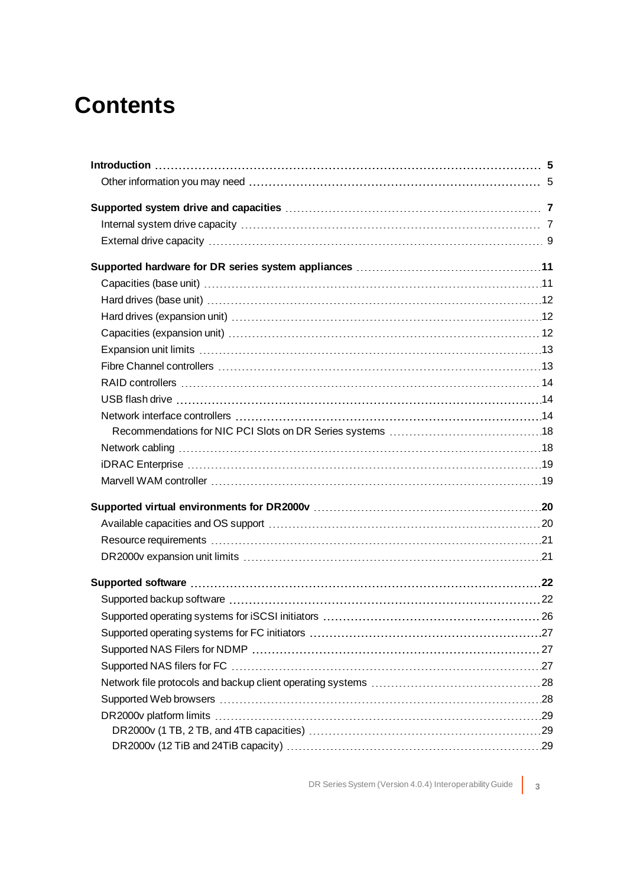# Contents

**Introduction** 5

- Other information you may need 5

**Supported system drive and capacities** 7

- Internal system drive capacity 7
- External drive capacity 9

**Supported hardware for DR series system appliances** 11

- Capacities (base unit) 11
- Hard drives (base unit) 12
- Hard drives (expansion unit) 12
- Capacities (expansion unit) 12
- Expansion unit limits 13
- Fibre Channel controllers 13
- RAID controllers 14
- USB flash drive 14
- Network interface controllers 14
  - Recommendations for NIC PCI Slots on DR Series systems 18
- Network cabling 18
- iDRAC Enterprise 19
- Marvell WAM controller 19

**Supported virtual environments for DR2000v** 20

- Available capacities and OS support 20
- Resource requirements 21
- DR2000v expansion unit limits 21

**Supported software** 22

- Supported backup software 22
- Supported operating systems for iSCSI initiators 26
- Supported operating systems for FC initiators 27
- Supported NAS Filers for NDMP 27
- Supported NAS filers for FC 27
- Network file protocols and backup client operating systems 28
- Supported Web browsers 28
- DR2000v platform limits 29
  - DR2000v (1 TB, 2 TB, and 4TB capacities) 29
  - DR2000v (12 TiB and 24TiB capacity) 29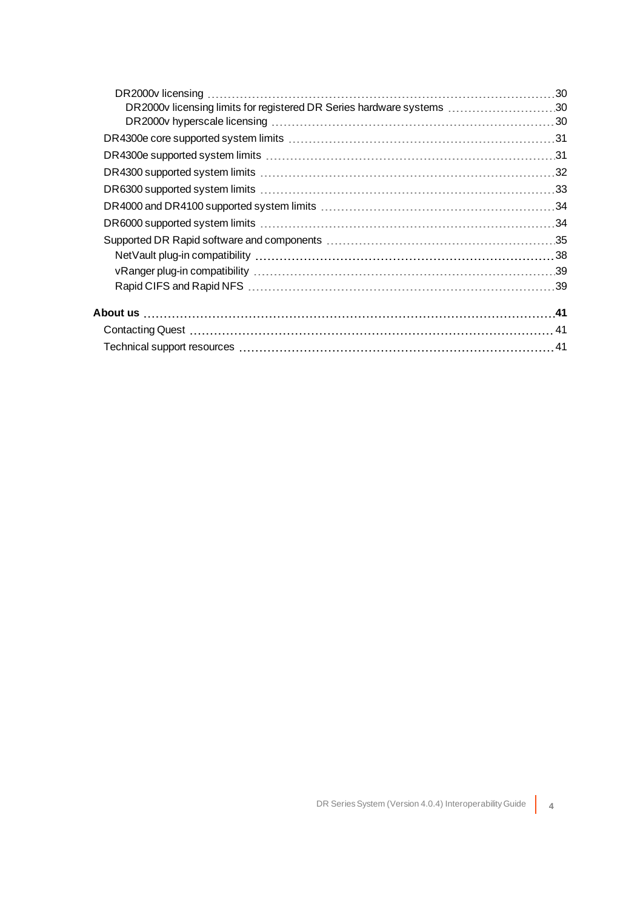- DR2000v licensing 30
  - DR2000v licensing limits for registered DR Series hardware systems 30
  - DR2000v hyperscale licensing 30
- DR4300e core supported system limits 31
- DR4300e supported system limits 31
- DR4300 supported system limits 32
- DR6300 supported system limits 33
- DR4000 and DR4100 supported system limits 34
- DR6000 supported system limits 34
- Supported DR Rapid software and components 35
  - NetVault plug-in compatibility 38
  - vRanger plug-in compatibility 39
  - Rapid CIFS and Rapid NFS 39

**About us 41**

- Contacting Quest 41
- Technical support resources 41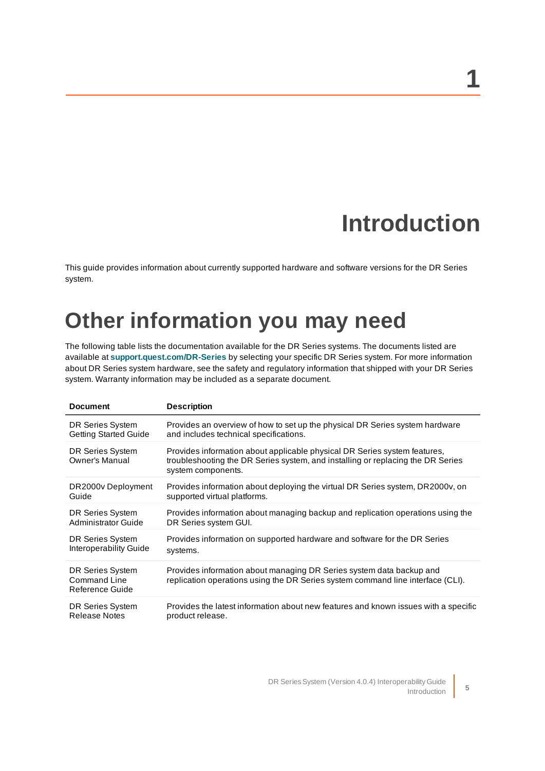# 1

# Introduction

This guide provides information about currently supported hardware and software versions for the DR Series system.

## Other information you may need

The following table lists the documentation available for the DR Series systems. The documents listed are available at **support.quest.com/DR-Series** by selecting your specific DR Series system. For more information about DR Series system hardware, see the safety and regulatory information that shipped with your DR Series system. Warranty information may be included as a separate document.

| Document | Description |
|---|---|
| DR Series System Getting Started Guide | Provides an overview of how to set up the physical DR Series system hardware and includes technical specifications. |
| DR Series System Owner's Manual | Provides information about applicable physical DR Series system features, troubleshooting the DR Series system, and installing or replacing the DR Series system components. |
| DR2000v Deployment Guide | Provides information about deploying the virtual DR Series system, DR2000v, on supported virtual platforms. |
| DR Series System Administrator Guide | Provides information about managing backup and replication operations using the DR Series system GUI. |
| DR Series System Interoperability Guide | Provides information on supported hardware and software for the DR Series systems. |
| DR Series System Command Line Reference Guide | Provides information about managing DR Series system data backup and replication operations using the DR Series system command line interface (CLI). |
| DR Series System Release Notes | Provides the latest information about new features and known issues with a specific product release. |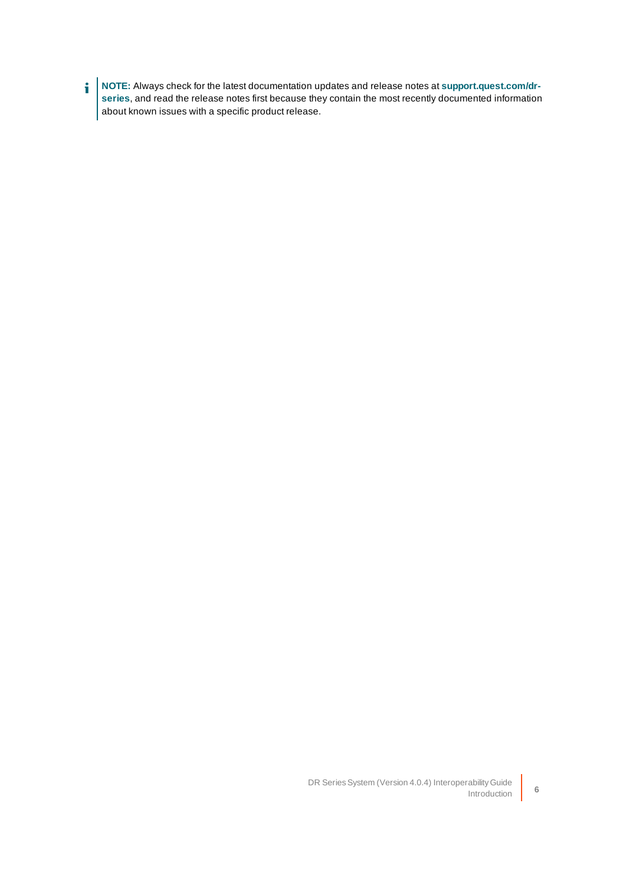**NOTE:** Always check for the latest documentation updates and release notes at **support.quest.com/dr-series**, and read the release notes first because they contain the most recently documented information about known issues with a specific product release.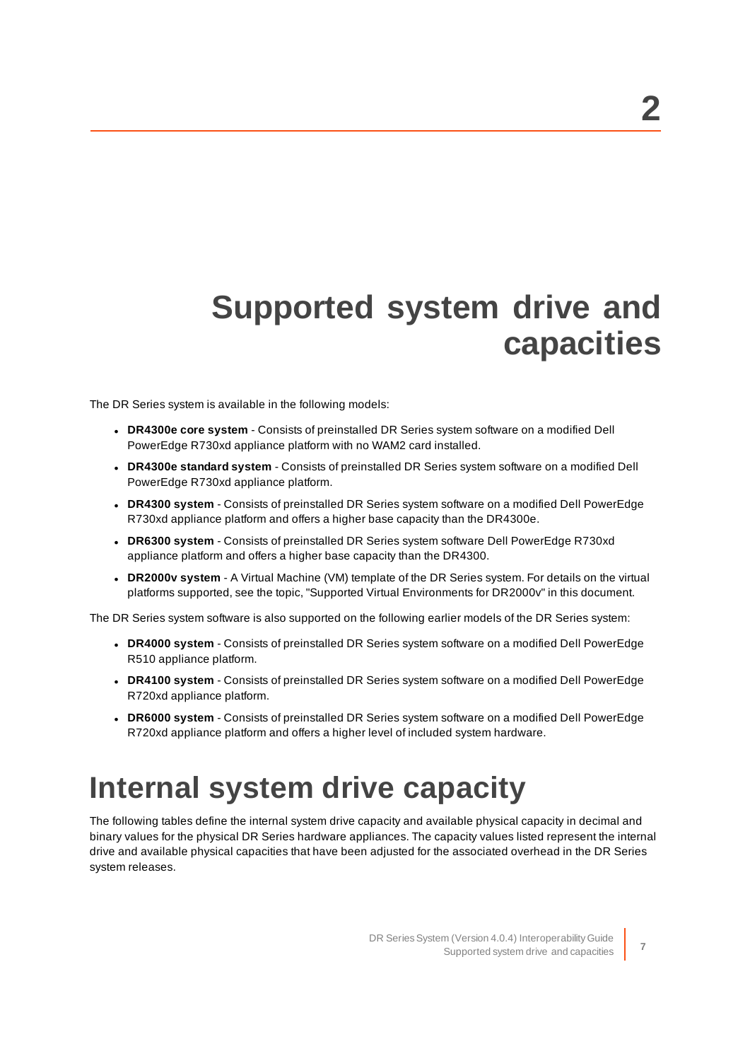# 2 Supported system drive and capacities

The DR Series system is available in the following models:

- **DR4300e core system** - Consists of preinstalled DR Series system software on a modified Dell PowerEdge R730xd appliance platform with no WAM2 card installed.
- **DR4300e standard system** - Consists of preinstalled DR Series system software on a modified Dell PowerEdge R730xd appliance platform.
- **DR4300 system** - Consists of preinstalled DR Series system software on a modified Dell PowerEdge R730xd appliance platform and offers a higher base capacity than the DR4300e.
- **DR6300 system** - Consists of preinstalled DR Series system software Dell PowerEdge R730xd appliance platform and offers a higher base capacity than the DR4300.
- **DR2000v system** - A Virtual Machine (VM) template of the DR Series system. For details on the virtual platforms supported, see the topic, "Supported Virtual Environments for DR2000v" in this document.

The DR Series system software is also supported on the following earlier models of the DR Series system:

- **DR4000 system** - Consists of preinstalled DR Series system software on a modified Dell PowerEdge R510 appliance platform.
- **DR4100 system** - Consists of preinstalled DR Series system software on a modified Dell PowerEdge R720xd appliance platform.
- **DR6000 system** - Consists of preinstalled DR Series system software on a modified Dell PowerEdge R720xd appliance platform and offers a higher level of included system hardware.

## Internal system drive capacity

The following tables define the internal system drive capacity and available physical capacity in decimal and binary values for the physical DR Series hardware appliances. The capacity values listed represent the internal drive and available physical capacities that have been adjusted for the associated overhead in the DR Series system releases.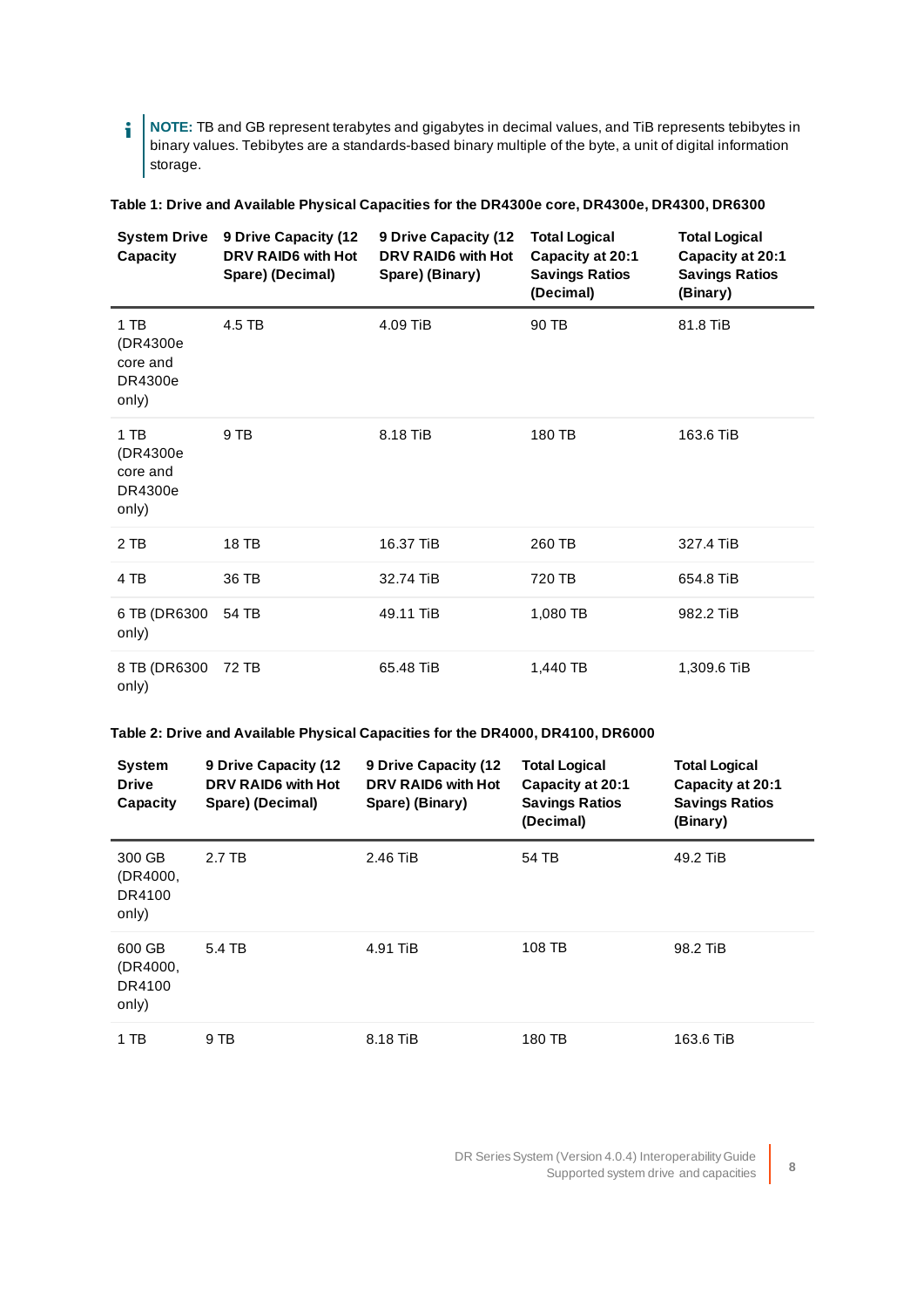**NOTE:** TB and GB represent terabytes and gigabytes in decimal values, and TiB represents tebibytes in binary values. Tebibytes are a standards-based binary multiple of the byte, a unit of digital information storage.

**Table 1: Drive and Available Physical Capacities for the DR4300e core, DR4300e, DR4300, DR6300**

| System Drive Capacity | 9 Drive Capacity (12 DRV RAID6 with Hot Spare) (Decimal) | 9 Drive Capacity (12 DRV RAID6 with Hot Spare) (Binary) | Total Logical Capacity at 20:1 Savings Ratios (Decimal) | Total Logical Capacity at 20:1 Savings Ratios (Binary) |
|---|---|---|---|---|
| 1 TB (DR4300e core and DR4300e only) | 4.5 TB | 4.09 TiB | 90 TB | 81.8 TiB |
| 1 TB (DR4300e core and DR4300e only) | 9 TB | 8.18 TiB | 180 TB | 163.6 TiB |
| 2 TB | 18 TB | 16.37 TiB | 260 TB | 327.4 TiB |
| 4 TB | 36 TB | 32.74 TiB | 720 TB | 654.8 TiB |
| 6 TB (DR6300 only) | 54 TB | 49.11 TiB | 1,080 TB | 982.2 TiB |
| 8 TB (DR6300 only) | 72 TB | 65.48 TiB | 1,440 TB | 1,309.6 TiB |

**Table 2: Drive and Available Physical Capacities for the DR4000, DR4100, DR6000**

| System Drive Capacity | 9 Drive Capacity (12 DRV RAID6 with Hot Spare) (Decimal) | 9 Drive Capacity (12 DRV RAID6 with Hot Spare) (Binary) | Total Logical Capacity at 20:1 Savings Ratios (Decimal) | Total Logical Capacity at 20:1 Savings Ratios (Binary) |
|---|---|---|---|---|
| 300 GB (DR4000, DR4100 only) | 2.7 TB | 2.46 TiB | 54 TB | 49.2 TiB |
| 600 GB (DR4000, DR4100 only) | 5.4 TB | 4.91 TiB | 108 TB | 98.2 TiB |
| 1 TB | 9 TB | 8.18 TiB | 180 TB | 163.6 TiB |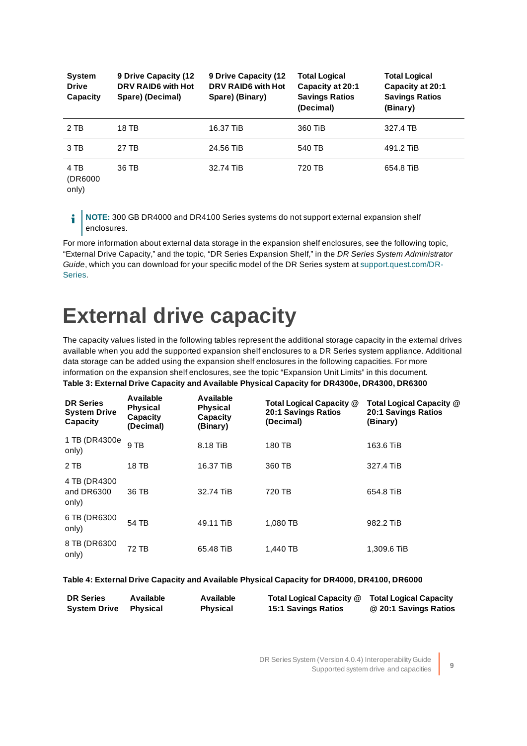| System Drive Capacity | 9 Drive Capacity (12 DRV RAID6 with Hot Spare) (Decimal) | 9 Drive Capacity (12 DRV RAID6 with Hot Spare) (Binary) | Total Logical Capacity at 20:1 Savings Ratios (Decimal) | Total Logical Capacity at 20:1 Savings Ratios (Binary) |
|---|---|---|---|---|
| 2 TB | 18 TB | 16.37 TiB | 360 TiB | 327.4 TB |
| 3 TB | 27 TB | 24.56 TiB | 540 TB | 491.2 TiB |
| 4 TB (DR6000 only) | 36 TB | 32.74 TiB | 720 TB | 654.8 TiB |

**NOTE:** 300 GB DR4000 and DR4100 Series systems do not support external expansion shelf enclosures.

For more information about external data storage in the expansion shelf enclosures, see the following topic, “External Drive Capacity,” and the topic, “DR Series Expansion Shelf,” in the *DR Series System Administrator Guide*, which you can download for your specific model of the DR Series system at support.quest.com/DR-Series.

# External drive capacity

The capacity values listed in the following tables represent the additional storage capacity in the external drives available when you add the supported expansion shelf enclosures to a DR Series system appliance. Additional data storage can be added using the expansion shelf enclosures in the following capacities. For more information on the expansion shelf enclosures, see the topic “Expansion Unit Limits” in this document.

**Table 3: External Drive Capacity and Available Physical Capacity for DR4300e, DR4300, DR6300**

| DR Series System Drive Capacity | Available Physical Capacity (Decimal) | Available Physical Capacity (Binary) | Total Logical Capacity @ 20:1 Savings Ratios (Decimal) | Total Logical Capacity @ 20:1 Savings Ratios (Binary) |
|---|---|---|---|---|
| 1 TB (DR4300e only) | 9 TB | 8.18 TiB | 180 TB | 163.6 TiB |
| 2 TB | 18 TB | 16.37 TiB | 360 TB | 327.4 TiB |
| 4 TB (DR4300 and DR6300 only) | 36 TB | 32.74 TiB | 720 TB | 654.8 TiB |
| 6 TB (DR6300 only) | 54 TB | 49.11 TiB | 1,080 TB | 982.2 TiB |
| 8 TB (DR6300 only) | 72 TB | 65.48 TiB | 1,440 TB | 1,309.6 TiB |

**Table 4: External Drive Capacity and Available Physical Capacity for DR4000, DR4100, DR6000**

| DR Series System Drive | Available Physical | Available Physical | Total Logical Capacity @ 15:1 Savings Ratios | Total Logical Capacity @ 20:1 Savings Ratios |
|---|---|---|---|---|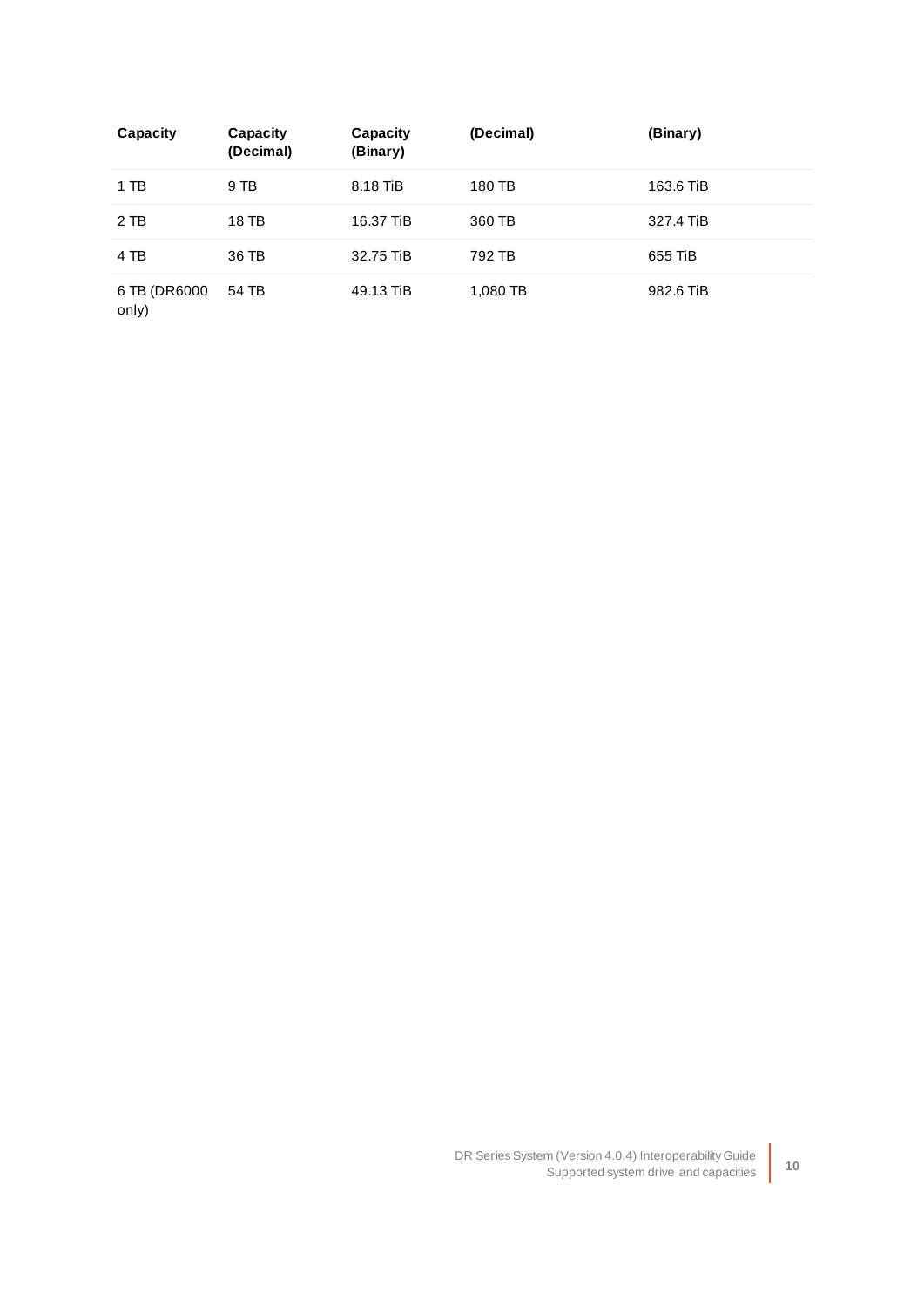| Capacity | Capacity (Decimal) | Capacity (Binary) | (Decimal) | (Binary) |
|---|---|---|---|---|
| 1 TB | 9 TB | 8.18 TiB | 180 TB | 163.6 TiB |
| 2 TB | 18 TB | 16.37 TiB | 360 TB | 327.4 TiB |
| 4 TB | 36 TB | 32.75 TiB | 792 TB | 655 TiB |
| 6 TB (DR6000 only) | 54 TB | 49.13 TiB | 1,080 TB | 982.6 TiB |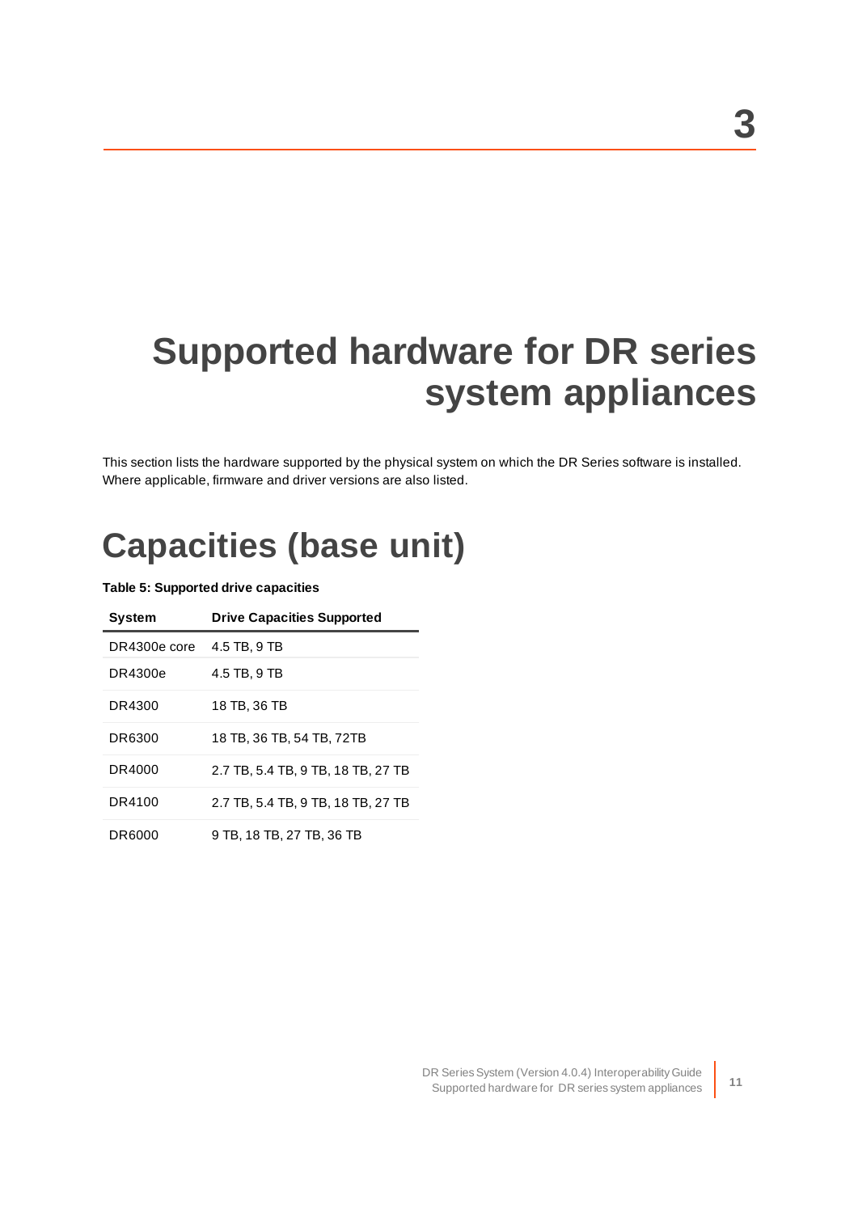# 3

# Supported hardware for DR series system appliances

This section lists the hardware supported by the physical system on which the DR Series software is installed. Where applicable, firmware and driver versions are also listed.

## Capacities (base unit)

**Table 5: Supported drive capacities**

| System | Drive Capacities Supported |
|---|---|
| DR4300e core | 4.5 TB, 9 TB |
| DR4300e | 4.5 TB, 9 TB |
| DR4300 | 18 TB, 36 TB |
| DR6300 | 18 TB, 36 TB, 54 TB, 72TB |
| DR4000 | 2.7 TB, 5.4 TB, 9 TB, 18 TB, 27 TB |
| DR4100 | 2.7 TB, 5.4 TB, 9 TB, 18 TB, 27 TB |
| DR6000 | 9 TB, 18 TB, 27 TB, 36 TB |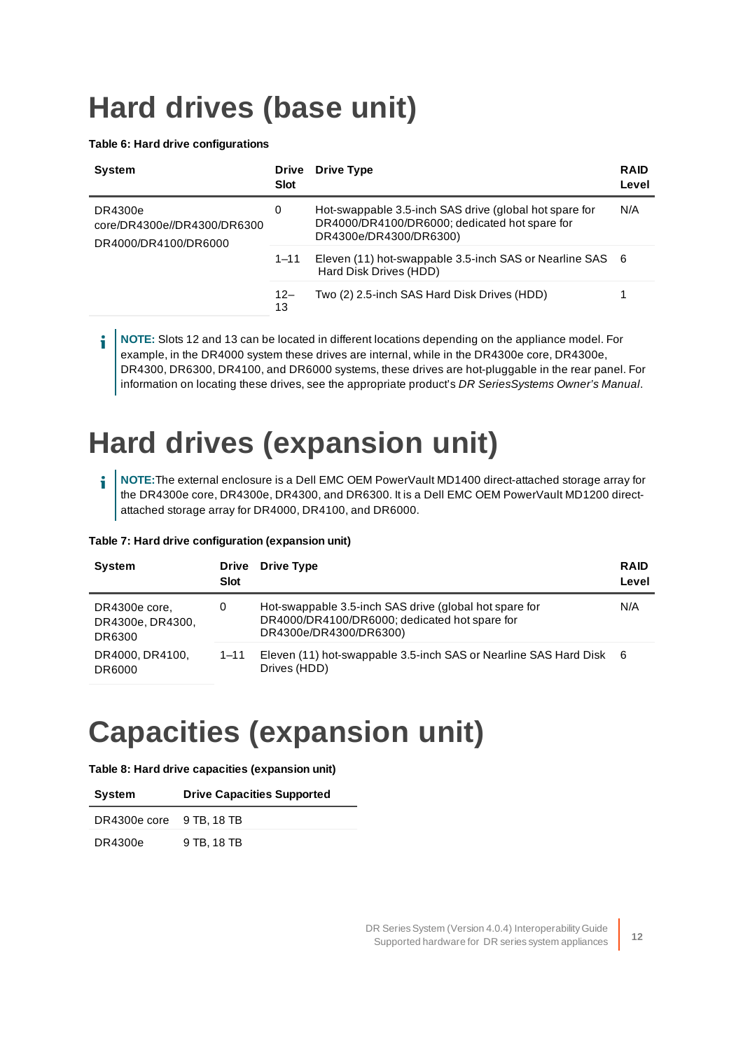# Hard drives (base unit)

**Table 6: Hard drive configurations**

| System | Drive Slot | Drive Type | RAID Level |
|---|---|---|---|
| DR4300e core/DR4300e//DR4300/DR6300 DR4000/DR4100/DR6000 | 0 | Hot-swappable 3.5-inch SAS drive (global hot spare for DR4000/DR4100/DR6000; dedicated hot spare for DR4300e/DR4300/DR6300) | N/A |
| | 1–11 | Eleven (11) hot-swappable 3.5-inch SAS or Nearline SAS Hard Disk Drives (HDD) | 6 |
| | 12–13 | Two (2) 2.5-inch SAS Hard Disk Drives (HDD) | 1 |

**NOTE:** Slots 12 and 13 can be located in different locations depending on the appliance model. For example, in the DR4000 system these drives are internal, while in the DR4300e core, DR4300e, DR4300, DR6300, DR4100, and DR6000 systems, these drives are hot-pluggable in the rear panel. For information on locating these drives, see the appropriate product's *DR SeriesSystems Owner's Manual*.

# Hard drives (expansion unit)

**NOTE:**The external enclosure is a Dell EMC OEM PowerVault MD1400 direct-attached storage array for the DR4300e core, DR4300e, DR4300, and DR6300. It is a Dell EMC OEM PowerVault MD1200 direct-attached storage array for DR4000, DR4100, and DR6000.

**Table 7: Hard drive configuration (expansion unit)**

| System | Drive Slot | Drive Type | RAID Level |
|---|---|---|---|
| DR4300e core, DR4300e, DR4300, DR6300 | 0 | Hot-swappable 3.5-inch SAS drive (global hot spare for DR4000/DR4100/DR6000; dedicated hot spare for DR4300e/DR4300/DR6300) | N/A |
| DR4000, DR4100, DR6000 | 1–11 | Eleven (11) hot-swappable 3.5-inch SAS or Nearline SAS Hard Disk Drives (HDD) | 6 |

# Capacities (expansion unit)

**Table 8: Hard drive capacities (expansion unit)**

| System | Drive Capacities Supported |
|---|---|
| DR4300e core | 9 TB, 18 TB |
| DR4300e | 9 TB, 18 TB |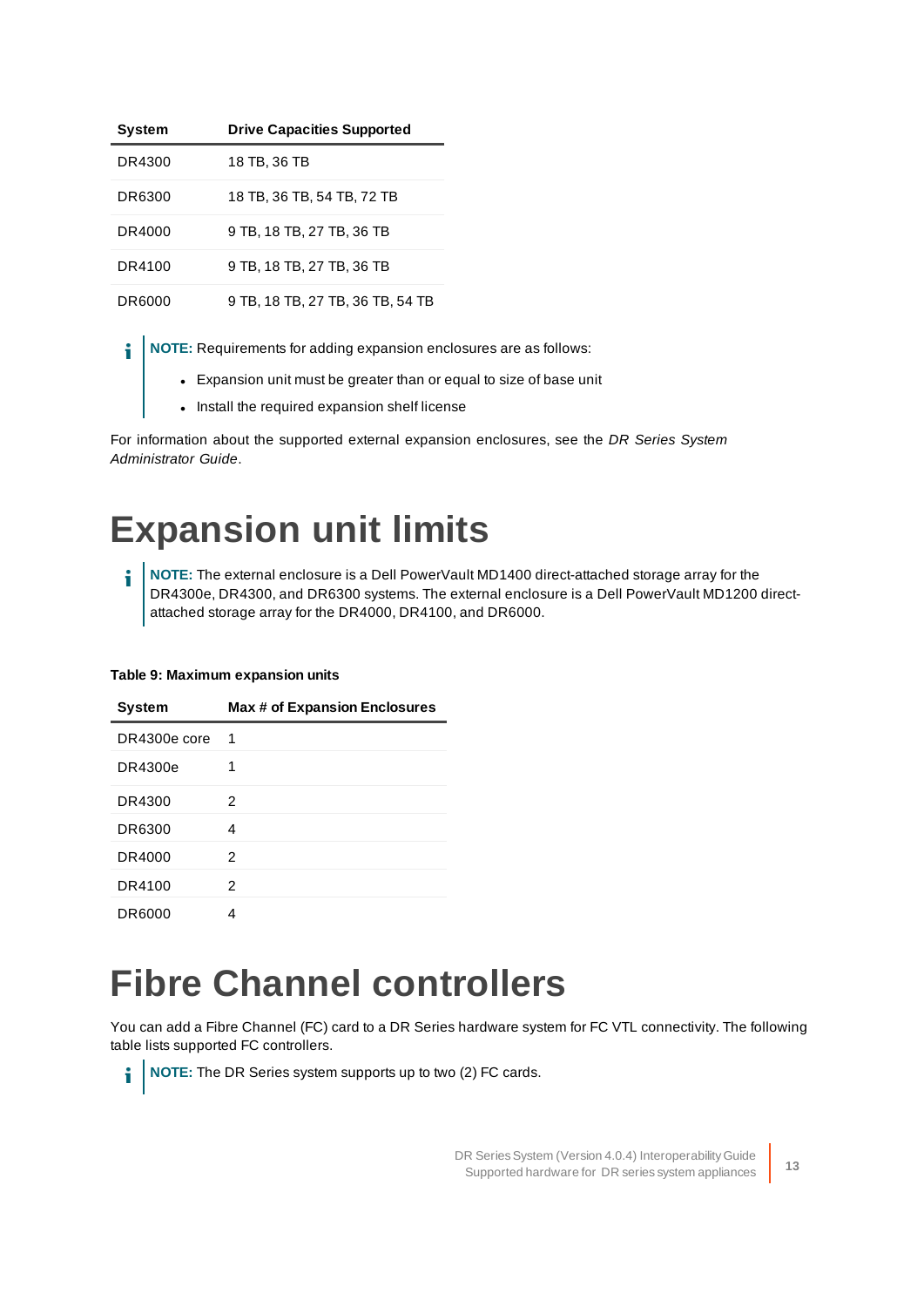| System | Drive Capacities Supported |
| --- | --- |
| DR4300 | 18 TB, 36 TB |
| DR6300 | 18 TB, 36 TB, 54 TB, 72 TB |
| DR4000 | 9 TB, 18 TB, 27 TB, 36 TB |
| DR4100 | 9 TB, 18 TB, 27 TB, 36 TB |
| DR6000 | 9 TB, 18 TB, 27 TB, 36 TB, 54 TB |

> **NOTE:** Requirements for adding expansion enclosures are as follows:
>
> - Expansion unit must be greater than or equal to size of base unit
> - Install the required expansion shelf license

For information about the supported external expansion enclosures, see the *DR Series System Administrator Guide*.

# Expansion unit limits

> **NOTE:** The external enclosure is a Dell PowerVault MD1400 direct-attached storage array for the DR4300e, DR4300, and DR6300 systems. The external enclosure is a Dell PowerVault MD1200 direct-attached storage array for the DR4000, DR4100, and DR6000.

**Table 9: Maximum expansion units**

| System | Max # of Expansion Enclosures |
| --- | --- |
| DR4300e core | 1 |
| DR4300e | 1 |
| DR4300 | 2 |
| DR6300 | 4 |
| DR4000 | 2 |
| DR4100 | 2 |
| DR6000 | 4 |

# Fibre Channel controllers

You can add a Fibre Channel (FC) card to a DR Series hardware system for FC VTL connectivity. The following table lists supported FC controllers.

> **NOTE:** The DR Series system supports up to two (2) FC cards.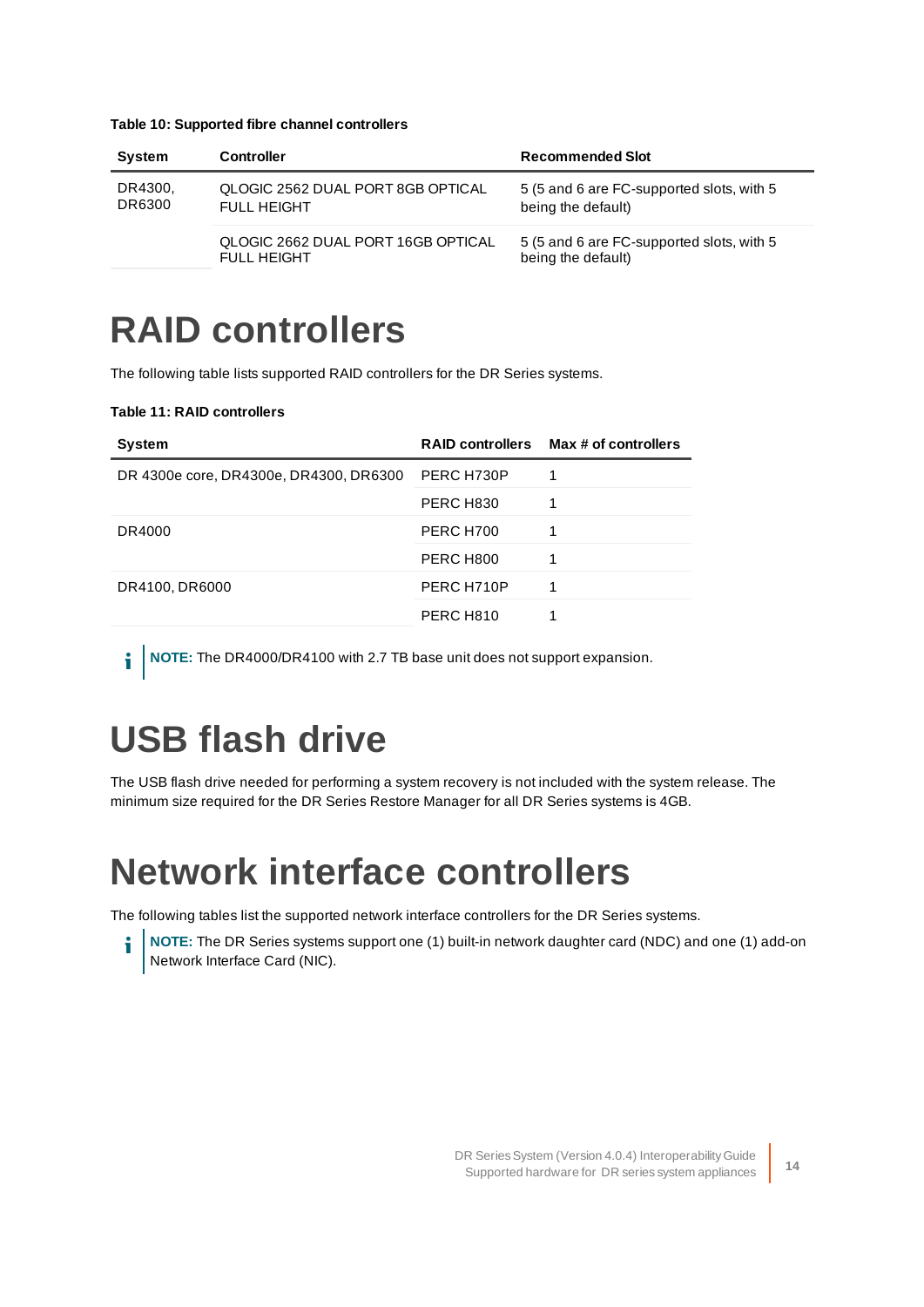**Table 10: Supported fibre channel controllers**

| System | Controller | Recommended Slot |
| --- | --- | --- |
| DR4300, DR6300 | QLOGIC 2562 DUAL PORT 8GB OPTICAL FULL HEIGHT | 5 (5 and 6 are FC-supported slots, with 5 being the default) |
| | QLOGIC 2662 DUAL PORT 16GB OPTICAL FULL HEIGHT | 5 (5 and 6 are FC-supported slots, with 5 being the default) |

# RAID controllers

The following table lists supported RAID controllers for the DR Series systems.

**Table 11: RAID controllers**

| System | RAID controllers | Max # of controllers |
| --- | --- | --- |
| DR 4300e core, DR4300e, DR4300, DR6300 | PERC H730P | 1 |
| | PERC H830 | 1 |
| DR4000 | PERC H700 | 1 |
| | PERC H800 | 1 |
| DR4100, DR6000 | PERC H710P | 1 |
| | PERC H810 | 1 |

**NOTE:** The DR4000/DR4100 with 2.7 TB base unit does not support expansion.

# USB flash drive

The USB flash drive needed for performing a system recovery is not included with the system release. The minimum size required for the DR Series Restore Manager for all DR Series systems is 4GB.

# Network interface controllers

The following tables list the supported network interface controllers for the DR Series systems.

**NOTE:** The DR Series systems support one (1) built-in network daughter card (NDC) and one (1) add-on Network Interface Card (NIC).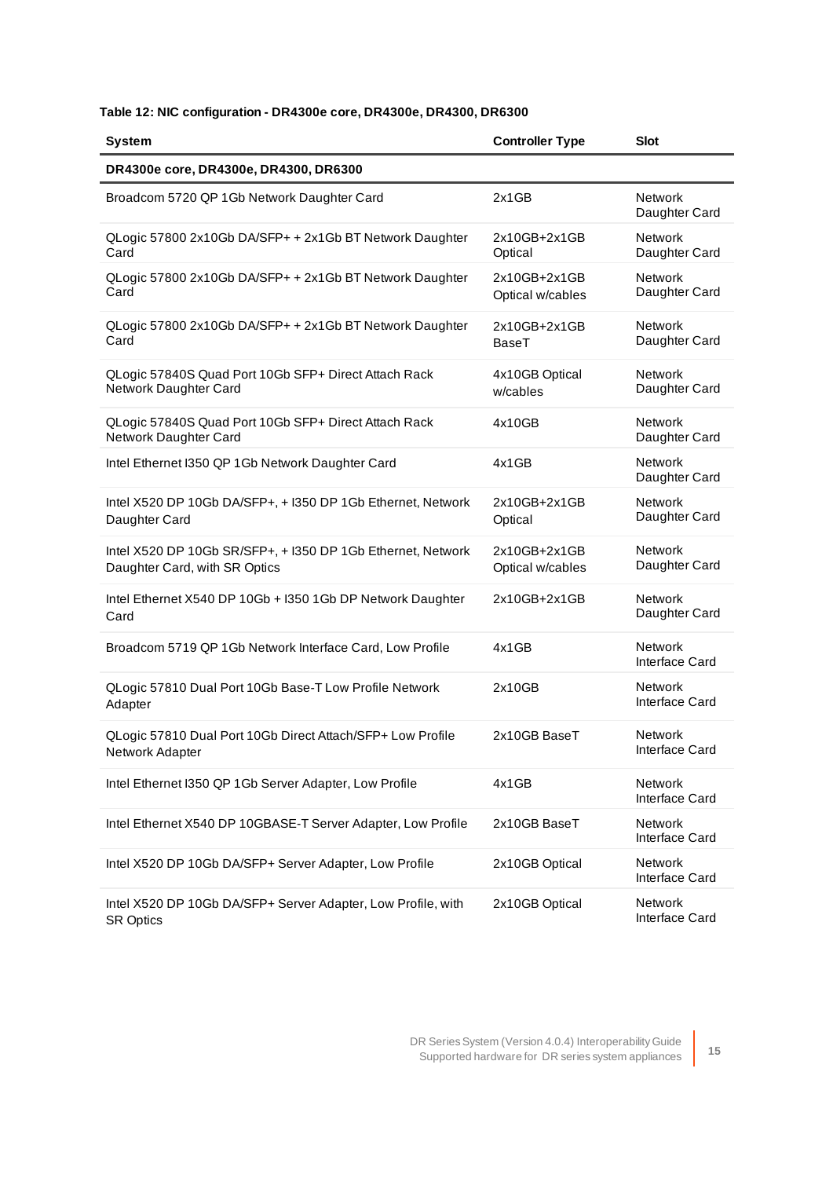**Table 12: NIC configuration - DR4300e core, DR4300e, DR4300, DR6300**

| System | Controller Type | Slot |
|---|---|---|
| **DR4300e core, DR4300e, DR4300, DR6300** | | |
| Broadcom 5720 QP 1Gb Network Daughter Card | 2x1GB | Network Daughter Card |
| QLogic 57800 2x10Gb DA/SFP+ + 2x1Gb BT Network Daughter Card | 2x10GB+2x1GB Optical | Network Daughter Card |
| QLogic 57800 2x10Gb DA/SFP+ + 2x1Gb BT Network Daughter Card | 2x10GB+2x1GB Optical w/cables | Network Daughter Card |
| QLogic 57800 2x10Gb DA/SFP+ + 2x1Gb BT Network Daughter Card | 2x10GB+2x1GB BaseT | Network Daughter Card |
| QLogic 57840S Quad Port 10Gb SFP+ Direct Attach Rack Network Daughter Card | 4x10GB Optical w/cables | Network Daughter Card |
| QLogic 57840S Quad Port 10Gb SFP+ Direct Attach Rack Network Daughter Card | 4x10GB | Network Daughter Card |
| Intel Ethernet I350 QP 1Gb Network Daughter Card | 4x1GB | Network Daughter Card |
| Intel X520 DP 10Gb DA/SFP+, + I350 DP 1Gb Ethernet, Network Daughter Card | 2x10GB+2x1GB Optical | Network Daughter Card |
| Intel X520 DP 10Gb SR/SFP+, + I350 DP 1Gb Ethernet, Network Daughter Card, with SR Optics | 2x10GB+2x1GB Optical w/cables | Network Daughter Card |
| Intel Ethernet X540 DP 10Gb + I350 1Gb DP Network Daughter Card | 2x10GB+2x1GB | Network Daughter Card |
| Broadcom 5719 QP 1Gb Network Interface Card, Low Profile | 4x1GB | Network Interface Card |
| QLogic 57810 Dual Port 10Gb Base-T Low Profile Network Adapter | 2x10GB | Network Interface Card |
| QLogic 57810 Dual Port 10Gb Direct Attach/SFP+ Low Profile Network Adapter | 2x10GB BaseT | Network Interface Card |
| Intel Ethernet I350 QP 1Gb Server Adapter, Low Profile | 4x1GB | Network Interface Card |
| Intel Ethernet X540 DP 10GBASE-T Server Adapter, Low Profile | 2x10GB BaseT | Network Interface Card |
| Intel X520 DP 10Gb DA/SFP+ Server Adapter, Low Profile | 2x10GB Optical | Network Interface Card |
| Intel X520 DP 10Gb DA/SFP+ Server Adapter, Low Profile, with SR Optics | 2x10GB Optical | Network Interface Card |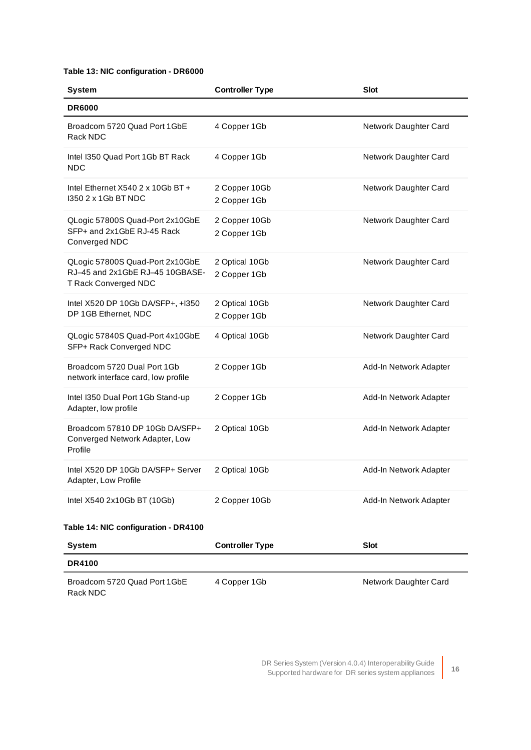**Table 13: NIC configuration - DR6000**

| System | Controller Type | Slot |
|---|---|---|
| **DR6000** | | |
| Broadcom 5720 Quad Port 1GbE Rack NDC | 4 Copper 1Gb | Network Daughter Card |
| Intel I350 Quad Port 1Gb BT Rack NDC | 4 Copper 1Gb | Network Daughter Card |
| Intel Ethernet X540 2 x 10Gb BT + I350 2 x 1Gb BT NDC | 2 Copper 10Gb<br>2 Copper 1Gb | Network Daughter Card |
| QLogic 57800S Quad-Port 2x10GbE SFP+ and 2x1GbE RJ-45 Rack Converged NDC | 2 Copper 10Gb<br>2 Copper 1Gb | Network Daughter Card |
| QLogic 57800S Quad-Port 2x10GbE RJ–45 and 2x1GbE RJ–45 10GBASE-T Rack Converged NDC | 2 Optical 10Gb<br>2 Copper 1Gb | Network Daughter Card |
| Intel X520 DP 10Gb DA/SFP+, +I350 DP 1GB Ethernet, NDC | 2 Optical 10Gb<br>2 Copper 1Gb | Network Daughter Card |
| QLogic 57840S Quad-Port 4x10GbE SFP+ Rack Converged NDC | 4 Optical 10Gb | Network Daughter Card |
| Broadcom 5720 Dual Port 1Gb network interface card, low profile | 2 Copper 1Gb | Add-In Network Adapter |
| Intel I350 Dual Port 1Gb Stand-up Adapter, low profile | 2 Copper 1Gb | Add-In Network Adapter |
| Broadcom 57810 DP 10Gb DA/SFP+ Converged Network Adapter, Low Profile | 2 Optical 10Gb | Add-In Network Adapter |
| Intel X520 DP 10Gb DA/SFP+ Server Adapter, Low Profile | 2 Optical 10Gb | Add-In Network Adapter |
| Intel X540 2x10Gb BT (10Gb) | 2 Copper 10Gb | Add-In Network Adapter |

**Table 14: NIC configuration - DR4100**

| System | Controller Type | Slot |
|---|---|---|
| **DR4100** | | |
| Broadcom 5720 Quad Port 1GbE Rack NDC | 4 Copper 1Gb | Network Daughter Card |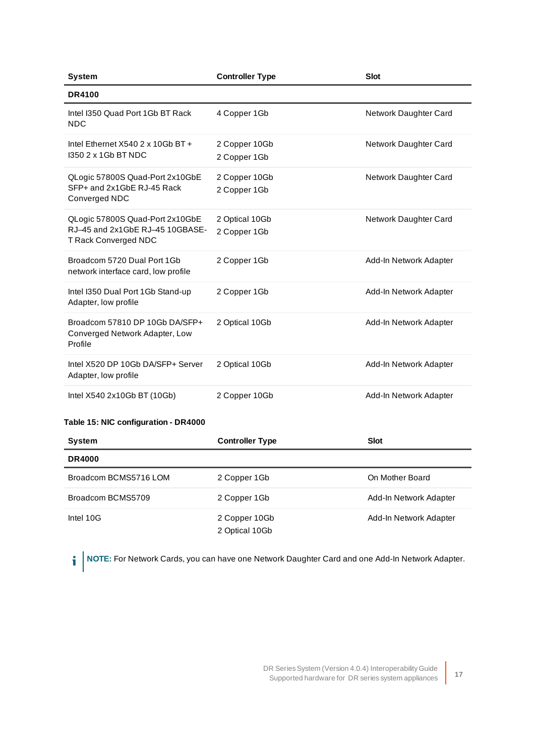| System | Controller Type | Slot |
|---|---|---|
| **DR4100** | | |
| Intel I350 Quad Port 1Gb BT Rack NDC | 4 Copper 1Gb | Network Daughter Card |
| Intel Ethernet X540 2 x 10Gb BT + I350 2 x 1Gb BT NDC | 2 Copper 10Gb<br>2 Copper 1Gb | Network Daughter Card |
| QLogic 57800S Quad-Port 2x10GbE SFP+ and 2x1GbE RJ-45 Rack Converged NDC | 2 Copper 10Gb<br>2 Copper 1Gb | Network Daughter Card |
| QLogic 57800S Quad-Port 2x10GbE RJ–45 and 2x1GbE RJ–45 10GBASE-T Rack Converged NDC | 2 Optical 10Gb<br>2 Copper 1Gb | Network Daughter Card |
| Broadcom 5720 Dual Port 1Gb network interface card, low profile | 2 Copper 1Gb | Add-In Network Adapter |
| Intel I350 Dual Port 1Gb Stand-up Adapter, low profile | 2 Copper 1Gb | Add-In Network Adapter |
| Broadcom 57810 DP 10Gb DA/SFP+ Converged Network Adapter, Low Profile | 2 Optical 10Gb | Add-In Network Adapter |
| Intel X520 DP 10Gb DA/SFP+ Server Adapter, low profile | 2 Optical 10Gb | Add-In Network Adapter |
| Intel X540 2x10Gb BT (10Gb) | 2 Copper 10Gb | Add-In Network Adapter |

**Table 15: NIC configuration - DR4000**

| System | Controller Type | Slot |
|---|---|---|
| **DR4000** | | |
| Broadcom BCMS5716 LOM | 2 Copper 1Gb | On Mother Board |
| Broadcom BCMS5709 | 2 Copper 1Gb | Add-In Network Adapter |
| Intel 10G | 2 Copper 10Gb<br>2 Optical 10Gb | Add-In Network Adapter |

**NOTE:** For Network Cards, you can have one Network Daughter Card and one Add-In Network Adapter.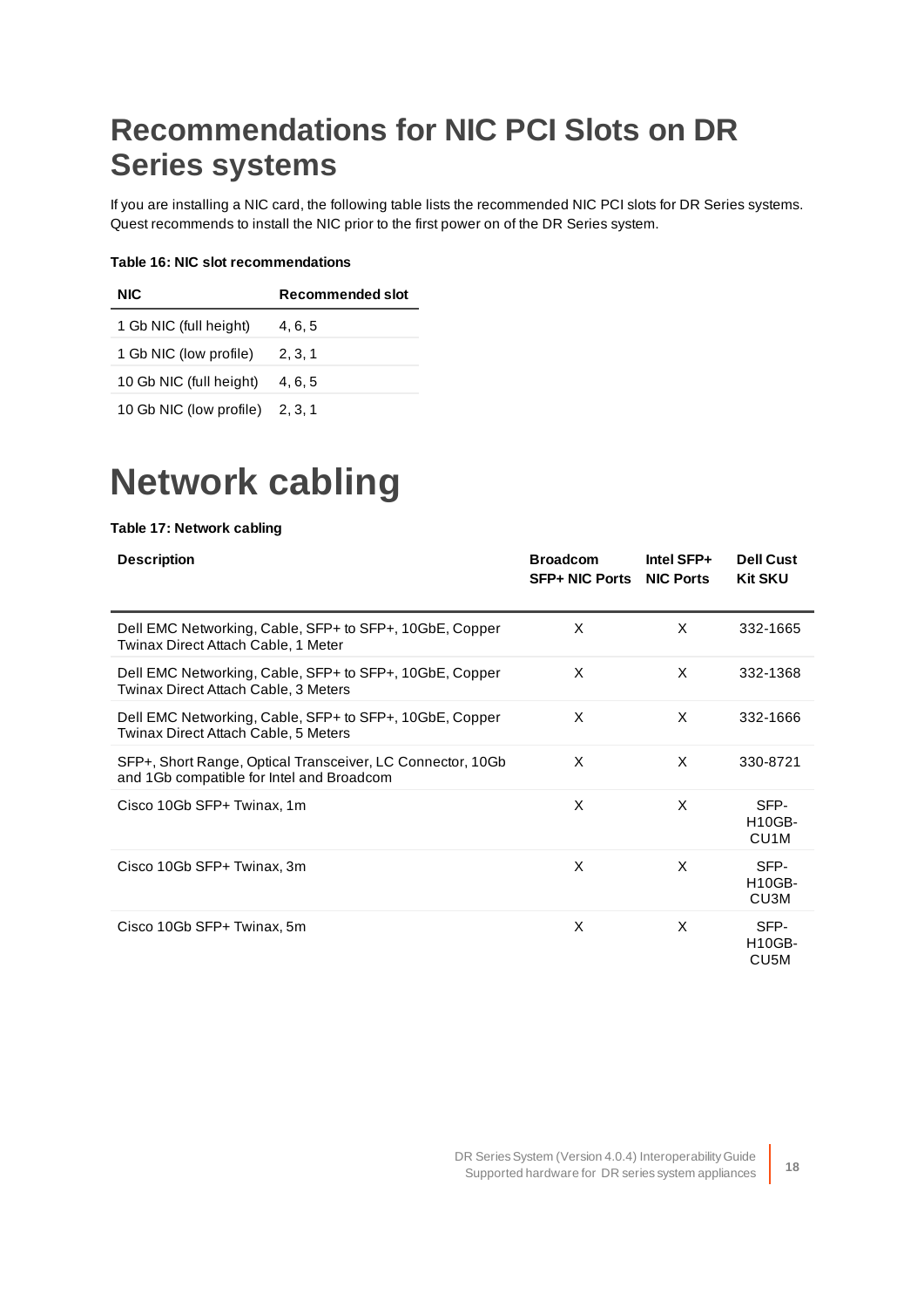# Recommendations for NIC PCI Slots on DR Series systems

If you are installing a NIC card, the following table lists the recommended NIC PCI slots for DR Series systems. Quest recommends to install the NIC prior to the first power on of the DR Series system.

**Table 16: NIC slot recommendations**

| NIC | Recommended slot |
|---|---|
| 1 Gb NIC (full height) | 4, 6, 5 |
| 1 Gb NIC (low profile) | 2, 3, 1 |
| 10 Gb NIC (full height) | 4, 6, 5 |
| 10 Gb NIC (low profile) | 2, 3, 1 |

# Network cabling

**Table 17: Network cabling**

| Description | Broadcom SFP+ NIC Ports | Intel SFP+ NIC Ports | Dell Cust Kit SKU |
|---|---|---|---|
| Dell EMC Networking, Cable, SFP+ to SFP+, 10GbE, Copper Twinax Direct Attach Cable, 1 Meter | X | X | 332-1665 |
| Dell EMC Networking, Cable, SFP+ to SFP+, 10GbE, Copper Twinax Direct Attach Cable, 3 Meters | X | X | 332-1368 |
| Dell EMC Networking, Cable, SFP+ to SFP+, 10GbE, Copper Twinax Direct Attach Cable, 5 Meters | X | X | 332-1666 |
| SFP+, Short Range, Optical Transceiver, LC Connector, 10Gb and 1Gb compatible for Intel and Broadcom | X | X | 330-8721 |
| Cisco 10Gb SFP+ Twinax, 1m | X | X | SFP-H10GB-CU1M |
| Cisco 10Gb SFP+ Twinax, 3m | X | X | SFP-H10GB-CU3M |
| Cisco 10Gb SFP+ Twinax, 5m | X | X | SFP-H10GB-CU5M |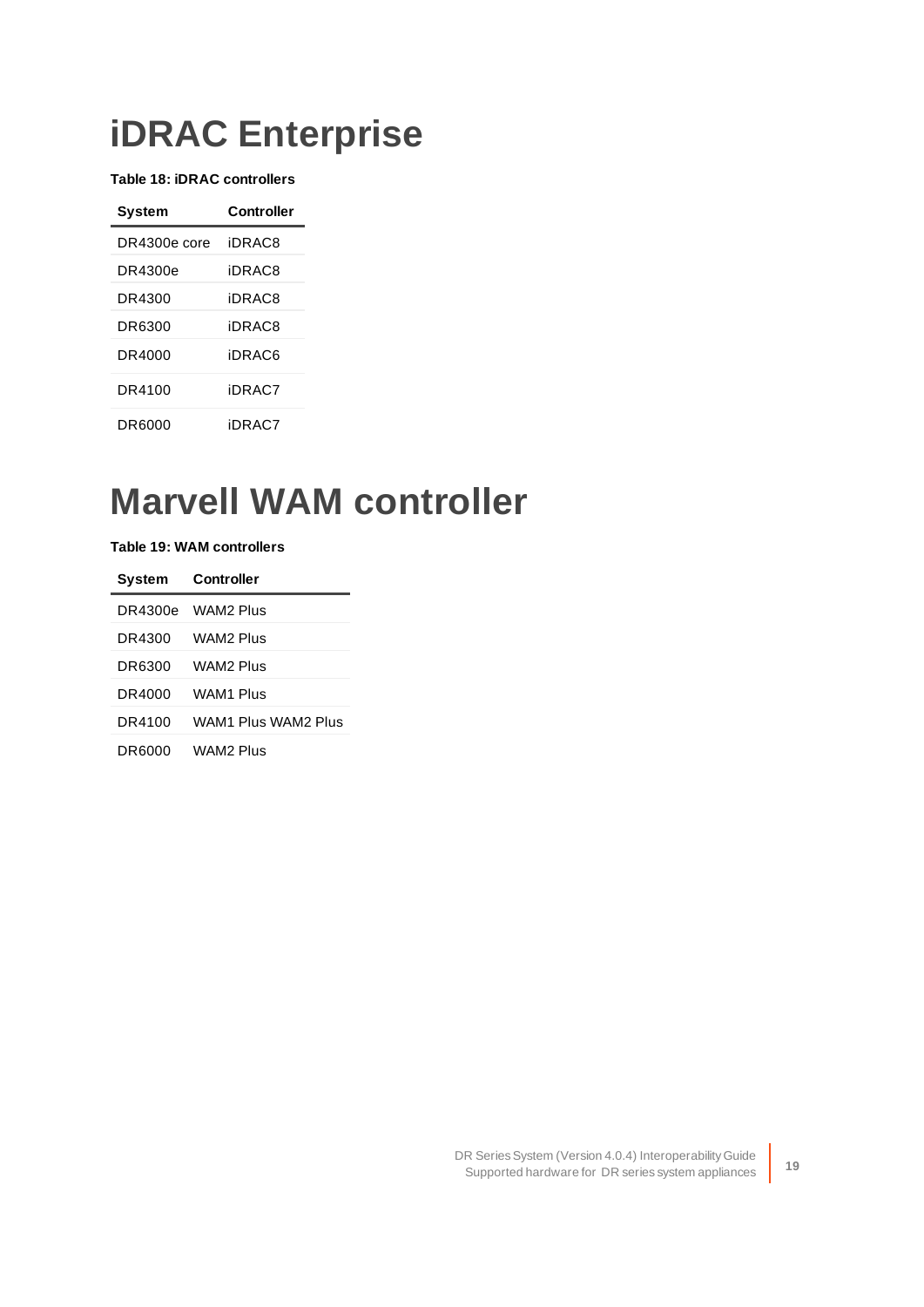# iDRAC Enterprise

**Table 18: iDRAC controllers**

| System | Controller |
|---|---|
| DR4300e core | iDRAC8 |
| DR4300e | iDRAC8 |
| DR4300 | iDRAC8 |
| DR6300 | iDRAC8 |
| DR4000 | iDRAC6 |
| DR4100 | iDRAC7 |
| DR6000 | iDRAC7 |

# Marvell WAM controller

**Table 19: WAM controllers**

| System | Controller |
|---|---|
| DR4300e | WAM2 Plus |
| DR4300 | WAM2 Plus |
| DR6300 | WAM2 Plus |
| DR4000 | WAM1 Plus |
| DR4100 | WAM1 Plus WAM2 Plus |
| DR6000 | WAM2 Plus |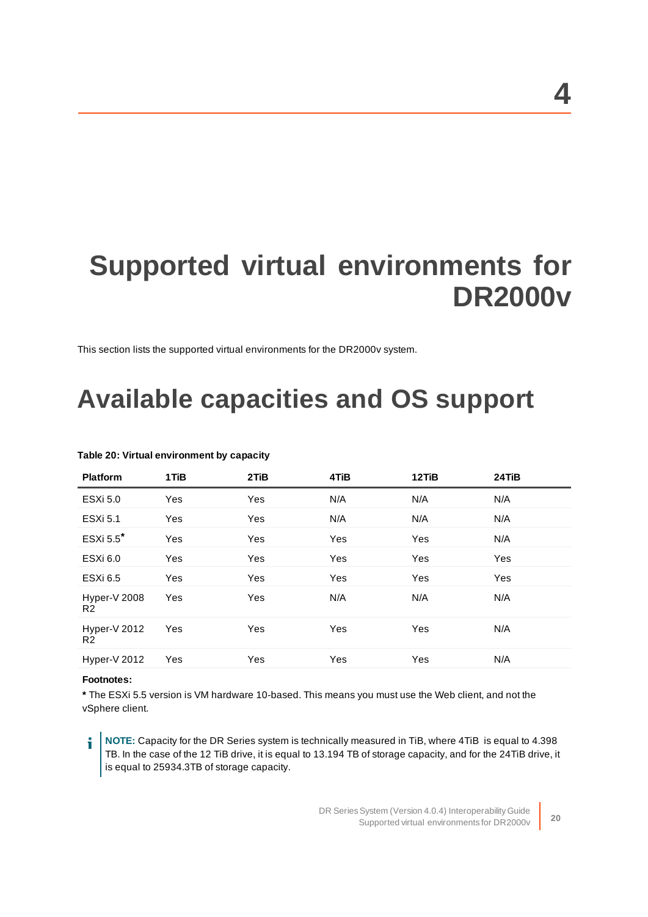# 4

# Supported virtual environments for DR2000v

This section lists the supported virtual environments for the DR2000v system.

## Available capacities and OS support

**Table 20: Virtual environment by capacity**

| Platform | 1TiB | 2TiB | 4TiB | 12TiB | 24TiB |
| --- | --- | --- | --- | --- | --- |
| ESXi 5.0 | Yes | Yes | N/A | N/A | N/A |
| ESXi 5.1 | Yes | Yes | N/A | N/A | N/A |
| ESXi 5.5* | Yes | Yes | Yes | Yes | N/A |
| ESXi 6.0 | Yes | Yes | Yes | Yes | Yes |
| ESXi 6.5 | Yes | Yes | Yes | Yes | Yes |
| Hyper-V 2008 R2 | Yes | Yes | N/A | N/A | N/A |
| Hyper-V 2012 R2 | Yes | Yes | Yes | Yes | N/A |
| Hyper-V 2012 | Yes | Yes | Yes | Yes | N/A |

**Footnotes:**

**\*** The ESXi 5.5 version is VM hardware 10-based. This means you must use the Web client, and not the vSphere client.

**NOTE:** Capacity for the DR Series system is technically measured in TiB, where 4TiB is equal to 4.398 TB. In the case of the 12 TiB drive, it is equal to 13.194 TB of storage capacity, and for the 24TiB drive, it is equal to 25934.3TB of storage capacity.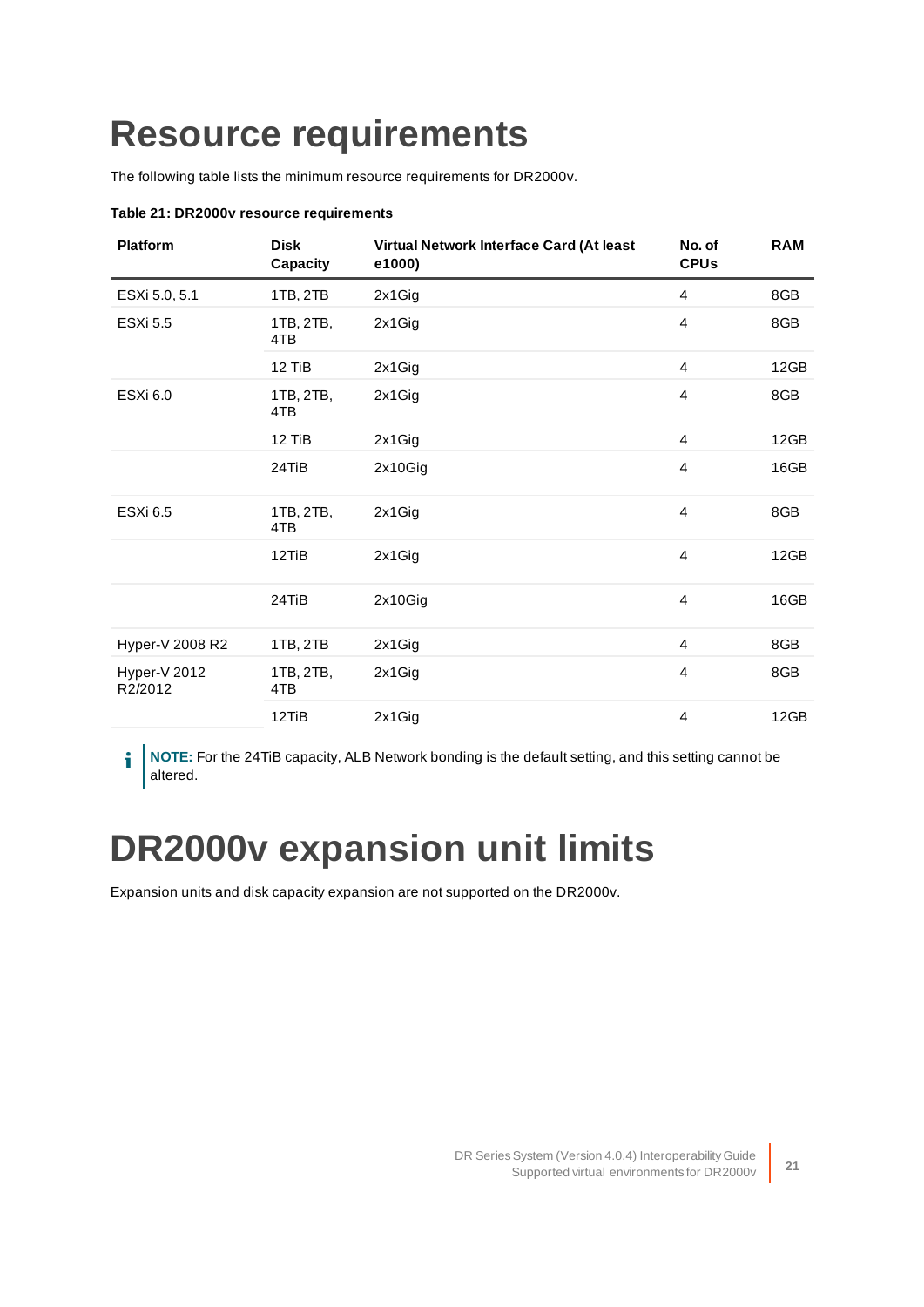# Resource requirements

The following table lists the minimum resource requirements for DR2000v.

**Table 21: DR2000v resource requirements**

| Platform | Disk Capacity | Virtual Network Interface Card (At least e1000) | No. of CPUs | RAM |
|---|---|---|---|---|
| ESXi 5.0, 5.1 | 1TB, 2TB | 2x1Gig | 4 | 8GB |
| ESXi 5.5 | 1TB, 2TB, 4TB | 2x1Gig | 4 | 8GB |
| | 12 TiB | 2x1Gig | 4 | 12GB |
| ESXi 6.0 | 1TB, 2TB, 4TB | 2x1Gig | 4 | 8GB |
| | 12 TiB | 2x1Gig | 4 | 12GB |
| | 24TiB | 2x10Gig | 4 | 16GB |
| ESXi 6.5 | 1TB, 2TB, 4TB | 2x1Gig | 4 | 8GB |
| | 12TiB | 2x1Gig | 4 | 12GB |
| | 24TiB | 2x10Gig | 4 | 16GB |
| Hyper-V 2008 R2 | 1TB, 2TB | 2x1Gig | 4 | 8GB |
| Hyper-V 2012 R2/2012 | 1TB, 2TB, 4TB | 2x1Gig | 4 | 8GB |
| | 12TiB | 2x1Gig | 4 | 12GB |

**NOTE:** For the 24TiB capacity, ALB Network bonding is the default setting, and this setting cannot be altered.

# DR2000v expansion unit limits

Expansion units and disk capacity expansion are not supported on the DR2000v.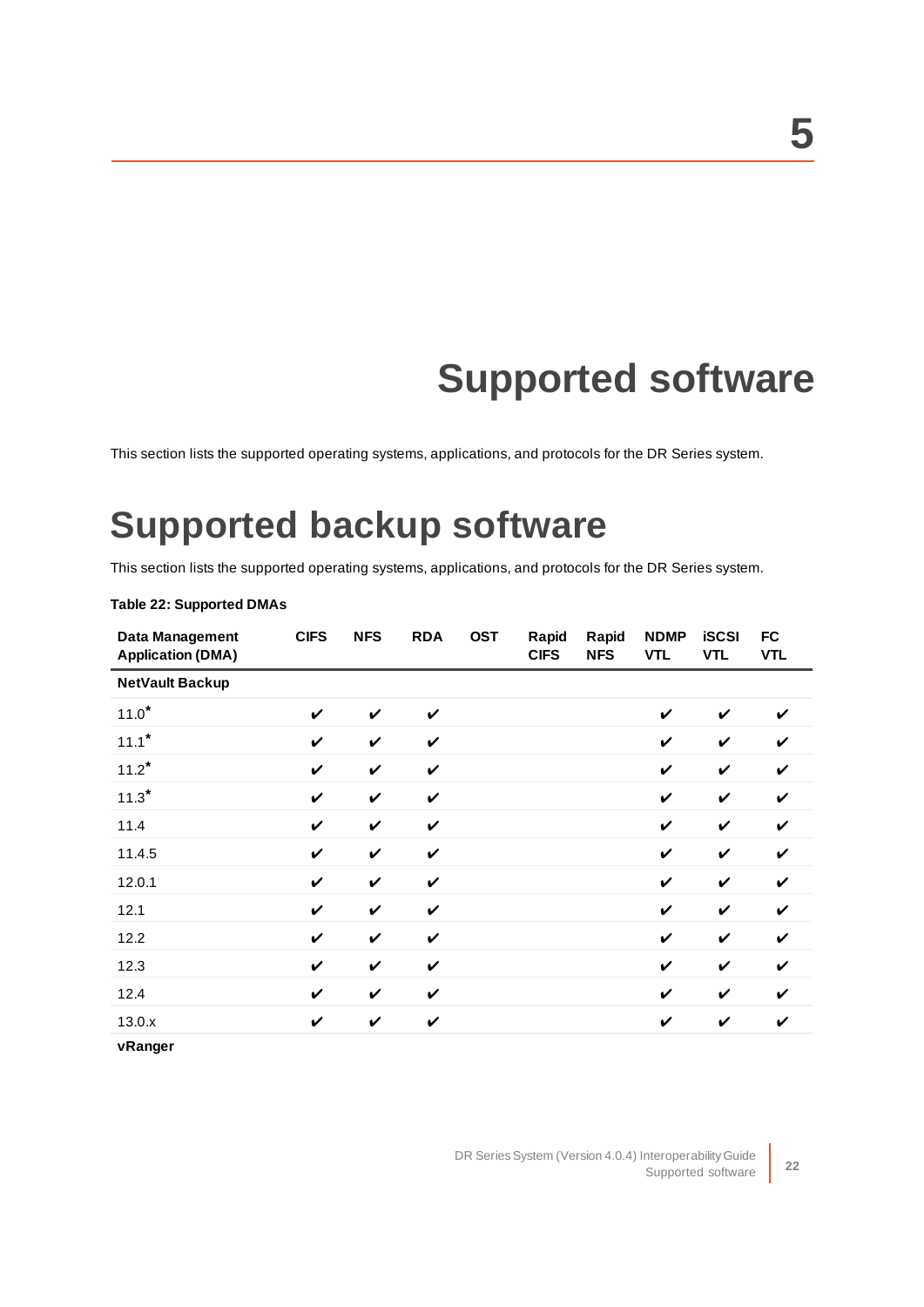# 5

# Supported software

This section lists the supported operating systems, applications, and protocols for the DR Series system.

## Supported backup software

This section lists the supported operating systems, applications, and protocols for the DR Series system.

**Table 22: Supported DMAs**

| Data Management Application (DMA) | CIFS | NFS | RDA | OST | Rapid CIFS | Rapid NFS | NDMP VTL | iSCSI VTL | FC VTL |
|---|---|---|---|---|---|---|---|---|---|
| **NetVault Backup** | | | | | | | | | |
| 11.0* | ✔ | ✔ | ✔ | | | | ✔ | ✔ | ✔ |
| 11.1* | ✔ | ✔ | ✔ | | | | ✔ | ✔ | ✔ |
| 11.2* | ✔ | ✔ | ✔ | | | | ✔ | ✔ | ✔ |
| 11.3* | ✔ | ✔ | ✔ | | | | ✔ | ✔ | ✔ |
| 11.4 | ✔ | ✔ | ✔ | | | | ✔ | ✔ | ✔ |
| 11.4.5 | ✔ | ✔ | ✔ | | | | ✔ | ✔ | ✔ |
| 12.0.1 | ✔ | ✔ | ✔ | | | | ✔ | ✔ | ✔ |
| 12.1 | ✔ | ✔ | ✔ | | | | ✔ | ✔ | ✔ |
| 12.2 | ✔ | ✔ | ✔ | | | | ✔ | ✔ | ✔ |
| 12.3 | ✔ | ✔ | ✔ | | | | ✔ | ✔ | ✔ |
| 12.4 | ✔ | ✔ | ✔ | | | | ✔ | ✔ | ✔ |
| 13.0.x | ✔ | ✔ | ✔ | | | | ✔ | ✔ | ✔ |
| **vRanger** | | | | | | | | | |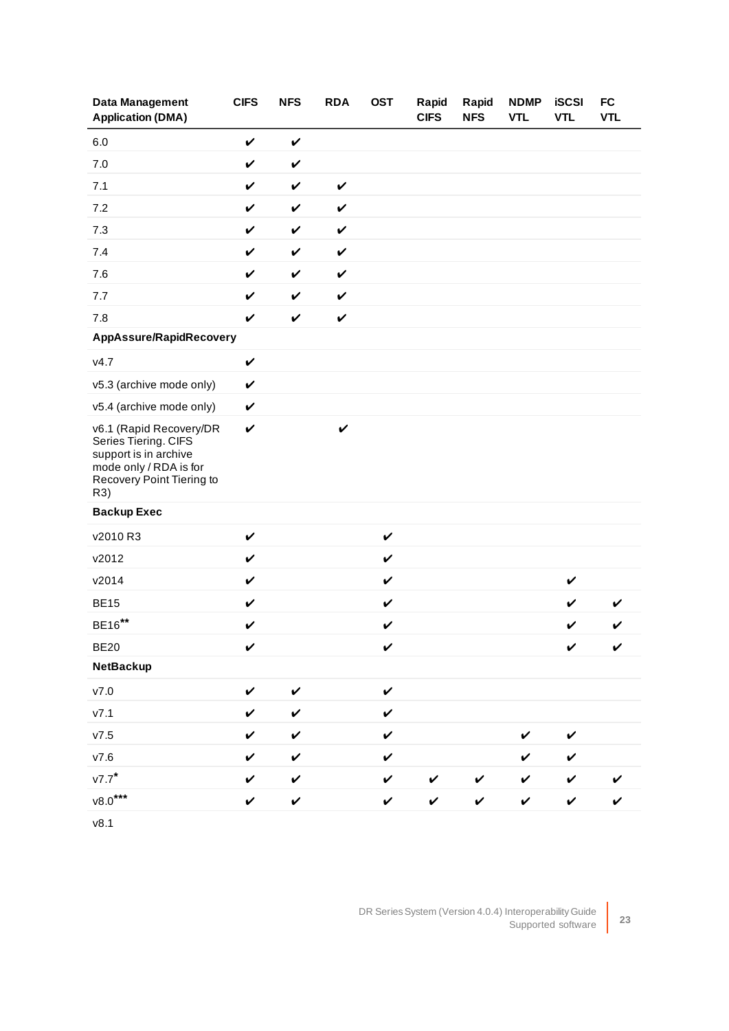| Data Management Application (DMA) | CIFS | NFS | RDA | OST | Rapid CIFS | Rapid NFS | NDMP VTL | iSCSI VTL | FC VTL |
|---|---|---|---|---|---|---|---|---|---|
| 6.0 | ✔ | ✔ | | | | | | | |
| 7.0 | ✔ | ✔ | | | | | | | |
| 7.1 | ✔ | ✔ | ✔ | | | | | | |
| 7.2 | ✔ | ✔ | ✔ | | | | | | |
| 7.3 | ✔ | ✔ | ✔ | | | | | | |
| 7.4 | ✔ | ✔ | ✔ | | | | | | |
| 7.6 | ✔ | ✔ | ✔ | | | | | | |
| 7.7 | ✔ | ✔ | ✔ | | | | | | |
| 7.8 | ✔ | ✔ | ✔ | | | | | | |
| **AppAssure/RapidRecovery** | | | | | | | | | |
| v4.7 | ✔ | | | | | | | | |
| v5.3 (archive mode only) | ✔ | | | | | | | | |
| v5.4 (archive mode only) | ✔ | | | | | | | | |
| v6.1 (Rapid Recovery/DR Series Tiering. CIFS support is in archive mode only / RDA is for Recovery Point Tiering to R3) | ✔ | | ✔ | | | | | | |
| **Backup Exec** | | | | | | | | | |
| v2010 R3 | ✔ | | | ✔ | | | | | |
| v2012 | ✔ | | | ✔ | | | | | |
| v2014 | ✔ | | | ✔ | | | | ✔ | |
| BE15 | ✔ | | | ✔ | | | | ✔ | ✔ |
| BE16** | ✔ | | | ✔ | | | | ✔ | ✔ |
| BE20 | ✔ | | | ✔ | | | | ✔ | ✔ |
| **NetBackup** | | | | | | | | | |
| v7.0 | ✔ | ✔ | | ✔ | | | | | |
| v7.1 | ✔ | ✔ | | ✔ | | | | | |
| v7.5 | ✔ | ✔ | | ✔ | | | ✔ | ✔ | |
| v7.6 | ✔ | ✔ | | ✔ | | | ✔ | ✔ | |
| v7.7* | ✔ | ✔ | | ✔ | ✔ | ✔ | ✔ | ✔ | ✔ |
| v8.0*** | ✔ | ✔ | | ✔ | ✔ | ✔ | ✔ | ✔ | ✔ |
| v8.1 | | | | | | | | | |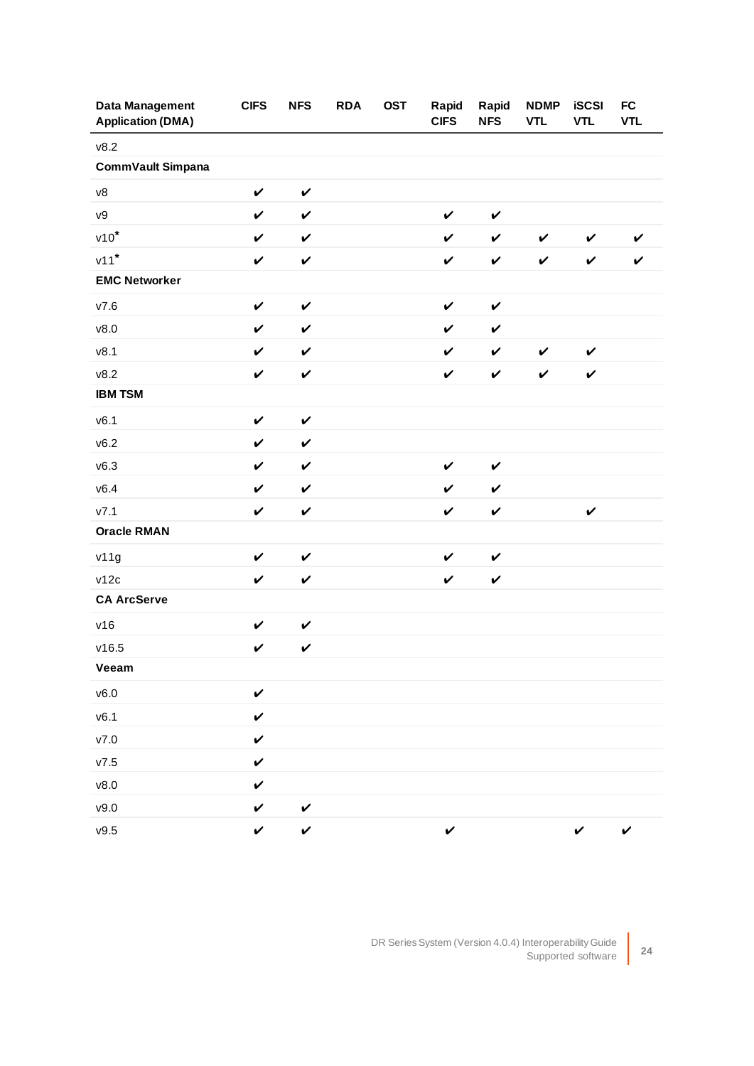| Data Management Application (DMA) | CIFS | NFS | RDA | OST | Rapid CIFS | Rapid NFS | NDMP VTL | iSCSI VTL | FC VTL |
|---|---|---|---|---|---|---|---|---|---|
| v8.2 | | | | | | | | | |
| **CommVault Simpana** | | | | | | | | | |
| v8 | ✔ | ✔ | | | | | | | |
| v9 | ✔ | ✔ | | | ✔ | ✔ | | | |
| v10* | ✔ | ✔ | | | ✔ | ✔ | ✔ | ✔ | ✔ |
| v11* | ✔ | ✔ | | | ✔ | ✔ | ✔ | ✔ | ✔ |
| **EMC Networker** | | | | | | | | | |
| v7.6 | ✔ | ✔ | | | ✔ | ✔ | | | |
| v8.0 | ✔ | ✔ | | | ✔ | ✔ | | | |
| v8.1 | ✔ | ✔ | | | ✔ | ✔ | ✔ | ✔ | |
| v8.2 | ✔ | ✔ | | | ✔ | ✔ | ✔ | ✔ | |
| **IBM TSM** | | | | | | | | | |
| v6.1 | ✔ | ✔ | | | | | | | |
| v6.2 | ✔ | ✔ | | | | | | | |
| v6.3 | ✔ | ✔ | | | ✔ | ✔ | | | |
| v6.4 | ✔ | ✔ | | | ✔ | ✔ | | | |
| v7.1 | ✔ | ✔ | | | ✔ | ✔ | | ✔ | |
| **Oracle RMAN** | | | | | | | | | |
| v11g | ✔ | ✔ | | | ✔ | ✔ | | | |
| v12c | ✔ | ✔ | | | ✔ | ✔ | | | |
| **CA ArcServe** | | | | | | | | | |
| v16 | ✔ | ✔ | | | | | | | |
| v16.5 | ✔ | ✔ | | | | | | | |
| **Veeam** | | | | | | | | | |
| v6.0 | ✔ | | | | | | | | |
| v6.1 | ✔ | | | | | | | | |
| v7.0 | ✔ | | | | | | | | |
| v7.5 | ✔ | | | | | | | | |
| v8.0 | ✔ | | | | | | | | |
| v9.0 | ✔ | ✔ | | | | | | | |
| v9.5 | ✔ | ✔ | | | ✔ | | | ✔ | ✔ |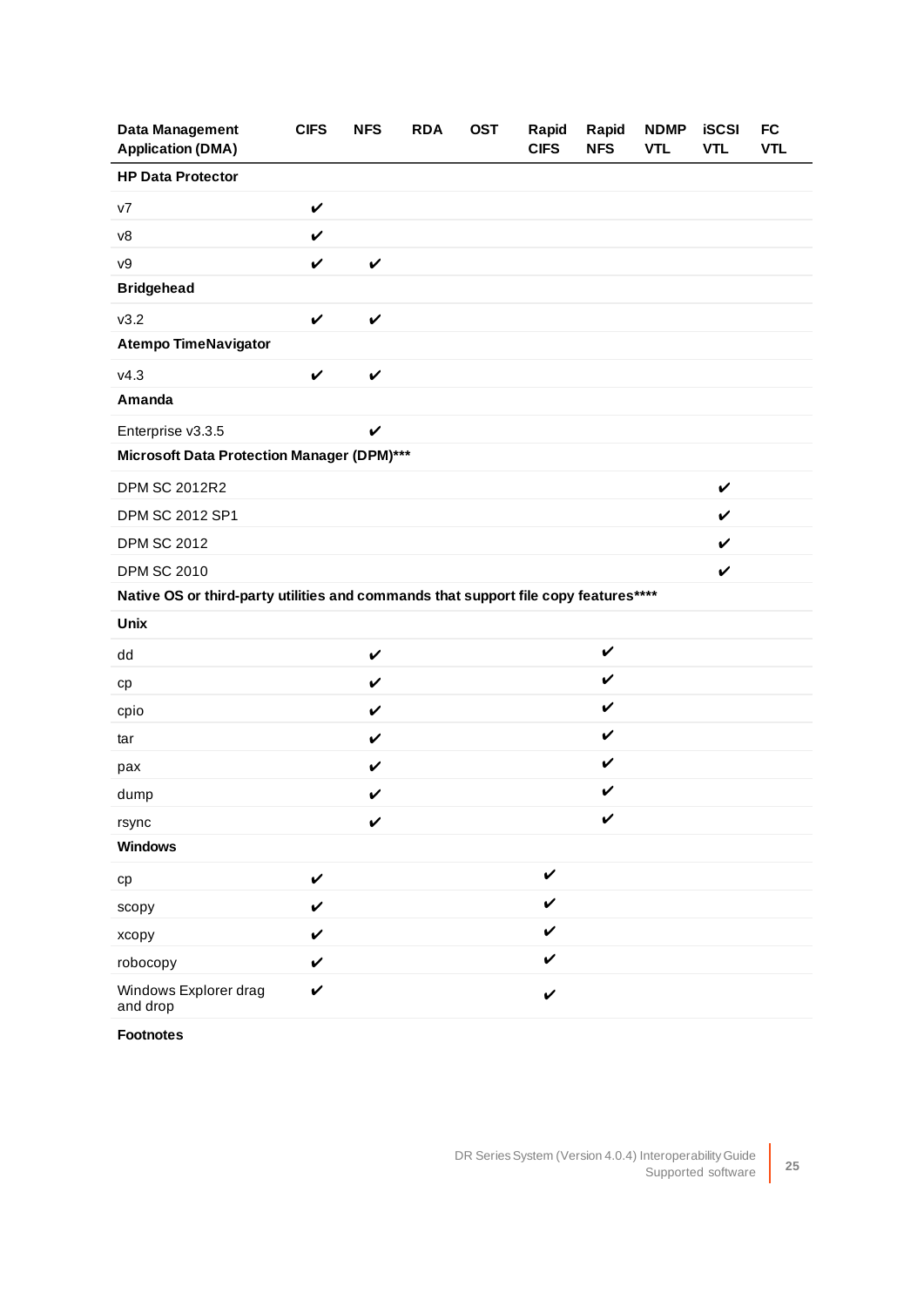| Data Management Application (DMA) | CIFS | NFS | RDA | OST | Rapid CIFS | Rapid NFS | NDMP VTL | iSCSI VTL | FC VTL |
|---|---|---|---|---|---|---|---|---|---|
| **HP Data Protector** | | | | | | | | | |
| v7 | ✔ | | | | | | | | |
| v8 | ✔ | | | | | | | | |
| v9 | ✔ | ✔ | | | | | | | |
| **Bridgehead** | | | | | | | | | |
| v3.2 | ✔ | ✔ | | | | | | | |
| **Atempo TimeNavigator** | | | | | | | | | |
| v4.3 | ✔ | ✔ | | | | | | | |
| **Amanda** | | | | | | | | | |
| Enterprise v3.3.5 | | ✔ | | | | | | | |
| **Microsoft Data Protection Manager (DPM)*** ** | | | | | | | | | |
| DPM SC 2012R2 | | | | | | | | ✔ | |
| DPM SC 2012 SP1 | | | | | | | | ✔ | |
| DPM SC 2012 | | | | | | | | ✔ | |
| DPM SC 2010 | | | | | | | | ✔ | |
| **Native OS or third-party utilities and commands that support file copy features**** ** | | | | | | | | | |
| **Unix** | | | | | | | | | |
| dd | | ✔ | | | | ✔ | | | |
| cp | | ✔ | | | | ✔ | | | |
| cpio | | ✔ | | | | ✔ | | | |
| tar | | ✔ | | | | ✔ | | | |
| pax | | ✔ | | | | ✔ | | | |
| dump | | ✔ | | | | ✔ | | | |
| rsync | | ✔ | | | | ✔ | | | |
| **Windows** | | | | | | | | | |
| cp | ✔ | | | | ✔ | | | | |
| scopy | ✔ | | | | ✔ | | | | |
| xcopy | ✔ | | | | ✔ | | | | |
| robocopy | ✔ | | | | ✔ | | | | |
| Windows Explorer drag and drop | ✔ | | | | ✔ | | | | |

**Footnotes**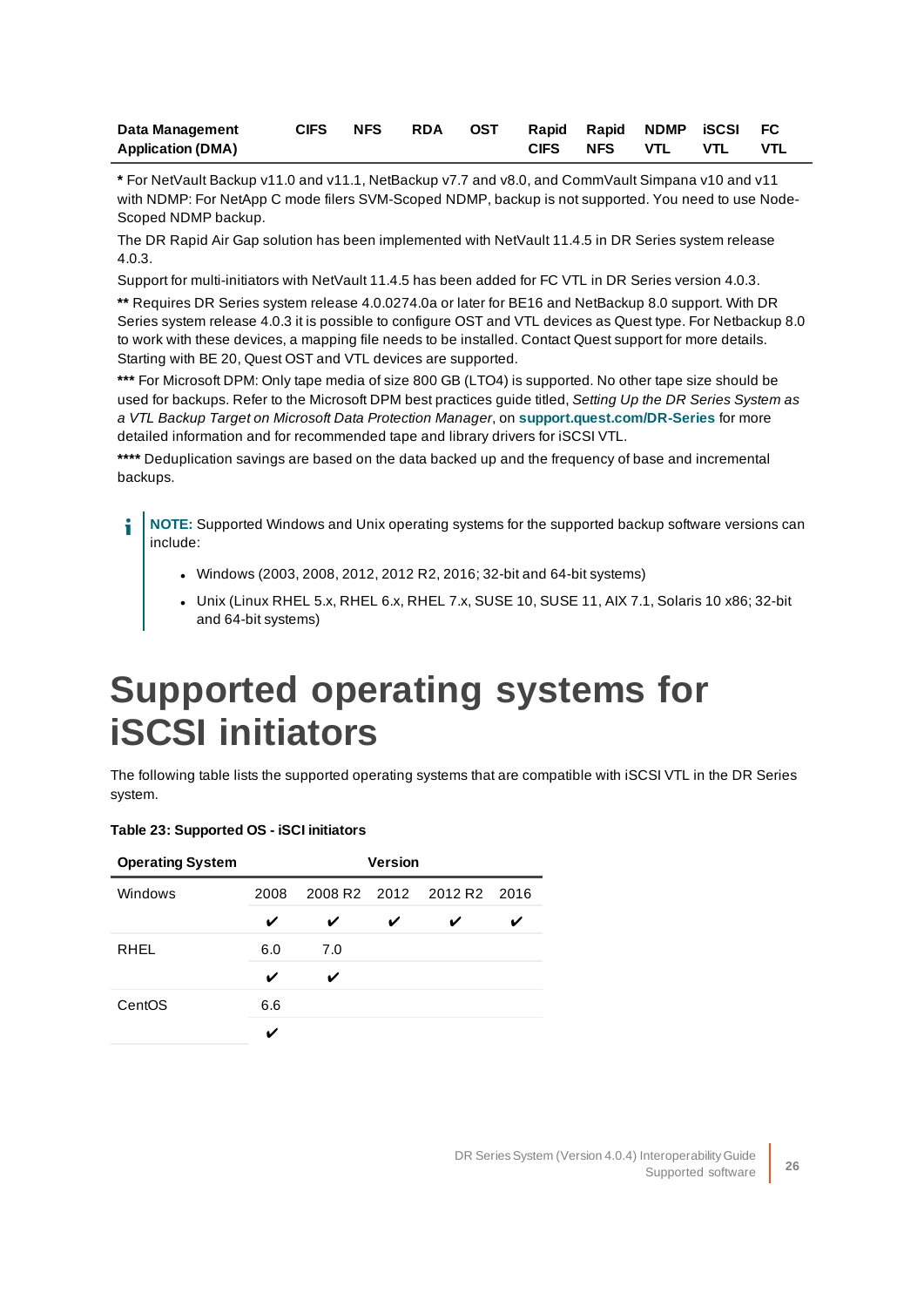| Data Management Application (DMA) | CIFS | NFS | RDA | OST | Rapid CIFS | Rapid NFS | NDMP VTL | iSCSI VTL | FC VTL |
|---|---|---|---|---|---|---|---|---|---|

**\*** For NetVault Backup v11.0 and v11.1, NetBackup v7.7 and v8.0, and CommVault Simpana v10 and v11 with NDMP: For NetApp C mode filers SVM-Scoped NDMP, backup is not supported. You need to use Node-Scoped NDMP backup.

The DR Rapid Air Gap solution has been implemented with NetVault 11.4.5 in DR Series system release 4.0.3.

Support for multi-initiators with NetVault 11.4.5 has been added for FC VTL in DR Series version 4.0.3.

**\*\*** Requires DR Series system release 4.0.0274.0a or later for BE16 and NetBackup 8.0 support. With DR Series system release 4.0.3 it is possible to configure OST and VTL devices as Quest type. For Netbackup 8.0 to work with these devices, a mapping file needs to be installed. Contact Quest support for more details. Starting with BE 20, Quest OST and VTL devices are supported.

**\*\*\*** For Microsoft DPM: Only tape media of size 800 GB (LTO4) is supported. No other tape size should be used for backups. Refer to the Microsoft DPM best practices guide titled, *Setting Up the DR Series System as a VTL Backup Target on Microsoft Data Protection Manager*, on **support.quest.com/DR-Series** for more detailed information and for recommended tape and library drivers for iSCSI VTL.

**\*\*\*\*** Deduplication savings are based on the data backed up and the frequency of base and incremental backups.

> **NOTE:** Supported Windows and Unix operating systems for the supported backup software versions can include:
>
> - Windows (2003, 2008, 2012, 2012 R2, 2016; 32-bit and 64-bit systems)
> - Unix (Linux RHEL 5.x, RHEL 6.x, RHEL 7.x, SUSE 10, SUSE 11, AIX 7.1, Solaris 10 x86; 32-bit and 64-bit systems)

# Supported operating systems for iSCSI initiators

The following table lists the supported operating systems that are compatible with iSCSI VTL in the DR Series system.

**Table 23: Supported OS - iSCI initiators**

| Operating System | Version | | | | |
|---|---|---|---|---|---|
| Windows | 2008 | 2008 R2 | 2012 | 2012 R2 | 2016 |
| | ✔ | ✔ | ✔ | ✔ | ✔ |
| RHEL | 6.0 | 7.0 | | | |
| | ✔ | ✔ | | | |
| CentOS | 6.6 | | | | |
| | ✔ | | | | |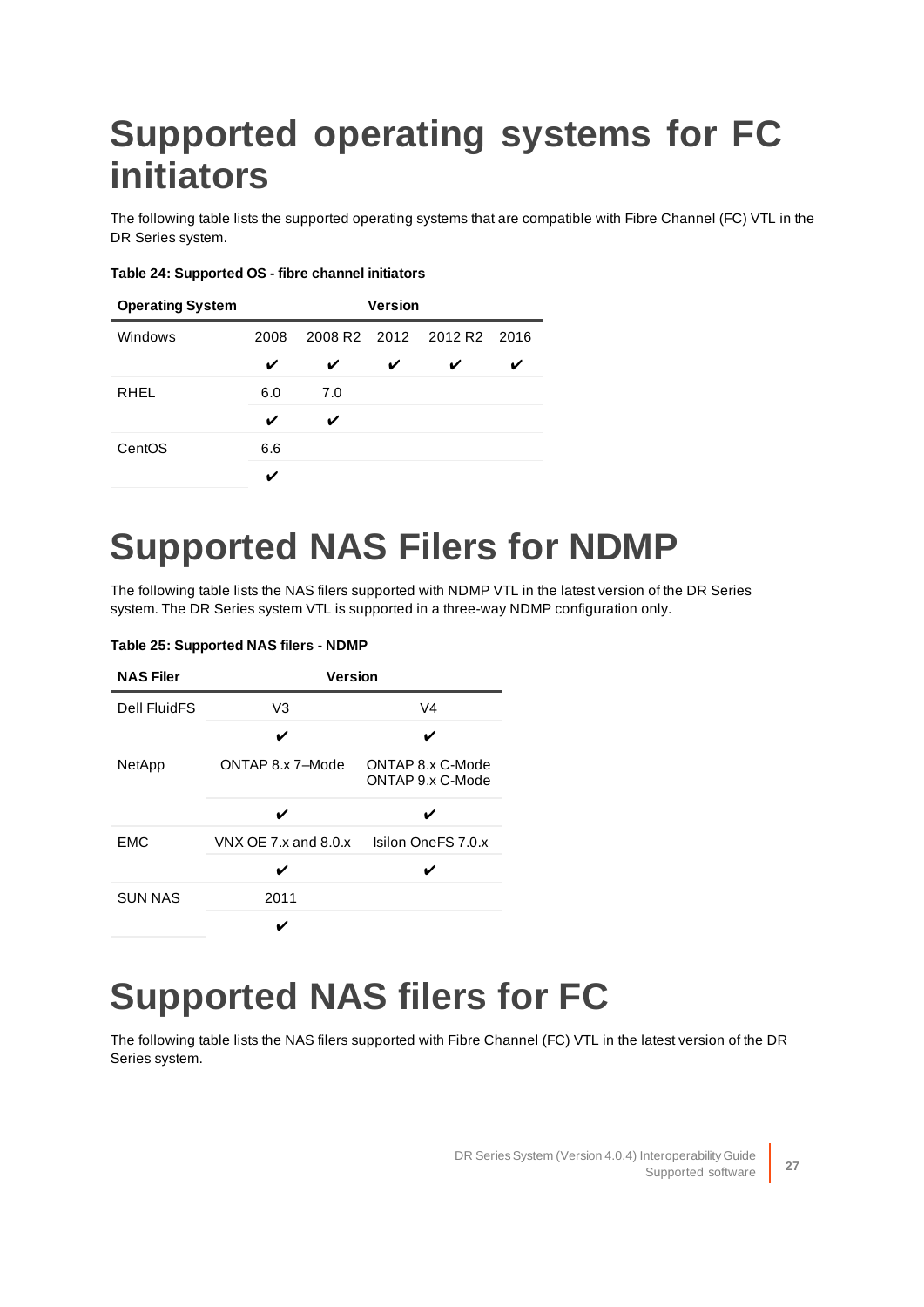# Supported operating systems for FC initiators

The following table lists the supported operating systems that are compatible with Fibre Channel (FC) VTL in the DR Series system.

**Table 24: Supported OS - fibre channel initiators**

| Operating System | Version | | | | |
|---|---|---|---|---|---|
| Windows | 2008 | 2008 R2 | 2012 | 2012 R2 | 2016 |
| | ✔ | ✔ | ✔ | ✔ | ✔ |
| RHEL | 6.0 | 7.0 | | | |
| | ✔ | ✔ | | | |
| CentOS | 6.6 | | | | |
| | ✔ | | | | |

# Supported NAS Filers for NDMP

The following table lists the NAS filers supported with NDMP VTL in the latest version of the DR Series system. The DR Series system VTL is supported in a three-way NDMP configuration only.

**Table 25: Supported NAS filers - NDMP**

| NAS Filer | Version | |
|---|---|---|
| Dell FluidFS | V3 | V4 |
| | ✔ | ✔ |
| NetApp | ONTAP 8.x 7–Mode | ONTAP 8.x C-Mode ONTAP 9.x C-Mode |
| | ✔ | ✔ |
| EMC | VNX OE 7.x and 8.0.x | Isilon OneFS 7.0.x |
| | ✔ | ✔ |
| SUN NAS | 2011 | |
| | ✔ | |

# Supported NAS filers for FC

The following table lists the NAS filers supported with Fibre Channel (FC) VTL in the latest version of the DR Series system.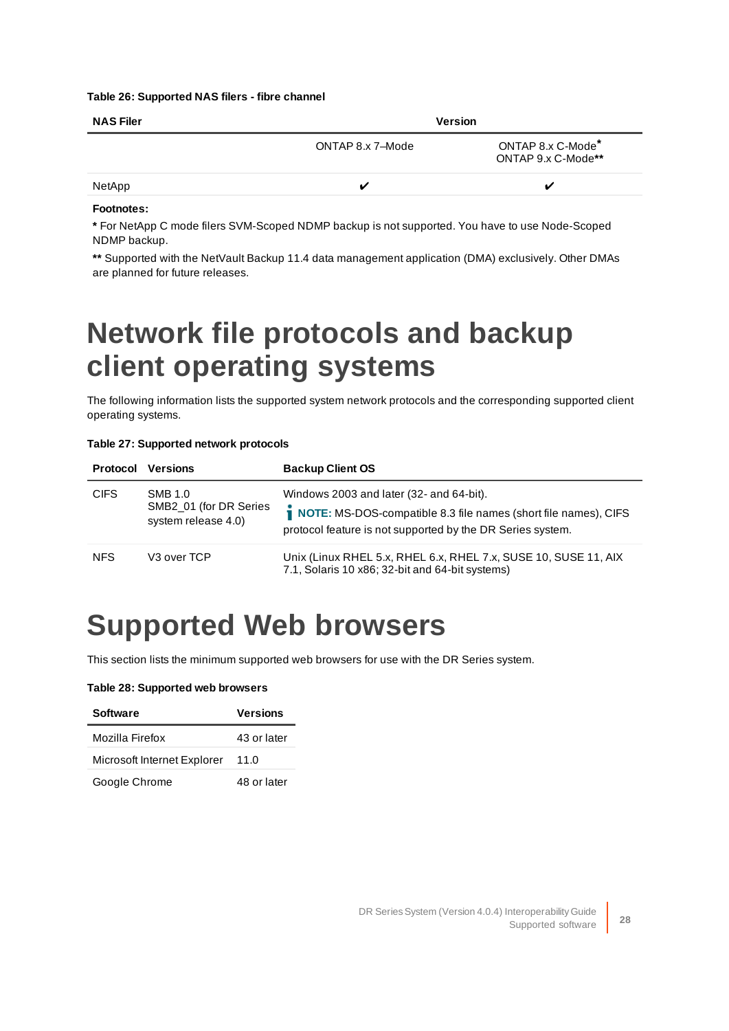**Table 26: Supported NAS filers - fibre channel**

| NAS Filer | Version | |
|---|---|---|
| | ONTAP 8.x 7–Mode | ONTAP 8.x C-Mode* ONTAP 9.x C-Mode** |
| NetApp | ✔ | ✔ |

**Footnotes:**

**\*** For NetApp C mode filers SVM-Scoped NDMP backup is not supported. You have to use Node-Scoped NDMP backup.

**\*\*** Supported with the NetVault Backup 11.4 data management application (DMA) exclusively. Other DMAs are planned for future releases.

# Network file protocols and backup client operating systems

The following information lists the supported system network protocols and the corresponding supported client operating systems.

**Table 27: Supported network protocols**

| Protocol | Versions | Backup Client OS |
|---|---|---|
| CIFS | SMB 1.0<br>SMB2_01 (for DR Series system release 4.0) | Windows 2003 and later (32- and 64-bit).<br>**NOTE:** MS-DOS-compatible 8.3 file names (short file names), CIFS protocol feature is not supported by the DR Series system. |
| NFS | V3 over TCP | Unix (Linux RHEL 5.x, RHEL 6.x, RHEL 7.x, SUSE 10, SUSE 11, AIX 7.1, Solaris 10 x86; 32-bit and 64-bit systems) |

# Supported Web browsers

This section lists the minimum supported web browsers for use with the DR Series system.

**Table 28: Supported web browsers**

| Software | Versions |
|---|---|
| Mozilla Firefox | 43 or later |
| Microsoft Internet Explorer | 11.0 |
| Google Chrome | 48 or later |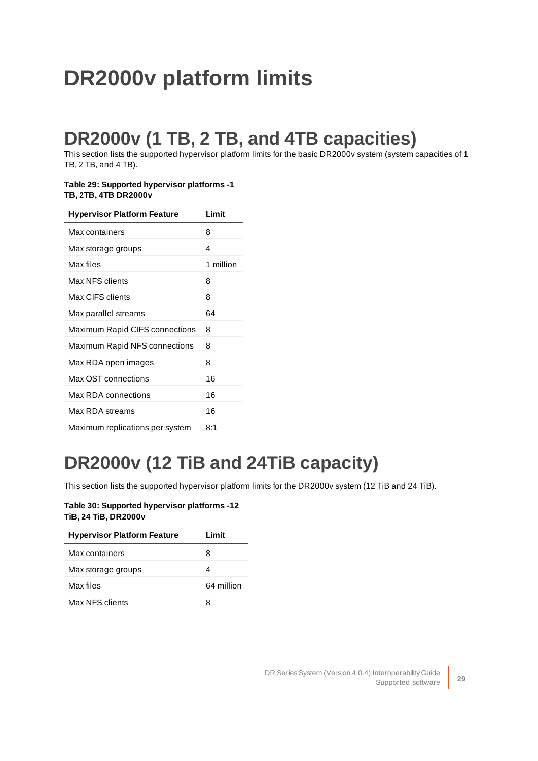# DR2000v platform limits

## DR2000v (1 TB, 2 TB, and 4TB capacities)

This section lists the supported hypervisor platform limits for the basic DR2000v system (system capacities of 1 TB, 2 TB, and 4 TB).

**Table 29: Supported hypervisor platforms -1 TB, 2TB, 4TB DR2000v**

| Hypervisor Platform Feature | Limit |
|---|---|
| Max containers | 8 |
| Max storage groups | 4 |
| Max files | 1 million |
| Max NFS clients | 8 |
| Max CIFS clients | 8 |
| Max parallel streams | 64 |
| Maximum Rapid CIFS connections | 8 |
| Maximum Rapid NFS connections | 8 |
| Max RDA open images | 8 |
| Max OST connections | 16 |
| Max RDA connections | 16 |
| Max RDA streams | 16 |
| Maximum replications per system | 8:1 |

## DR2000v (12 TiB and 24TiB capacity)

This section lists the supported hypervisor platform limits for the DR2000v system (12 TiB and 24 TiB).

**Table 30: Supported hypervisor platforms -12 TiB, 24 TiB, DR2000v**

| Hypervisor Platform Feature | Limit |
|---|---|
| Max containers | 8 |
| Max storage groups | 4 |
| Max files | 64 million |
| Max NFS clients | 8 |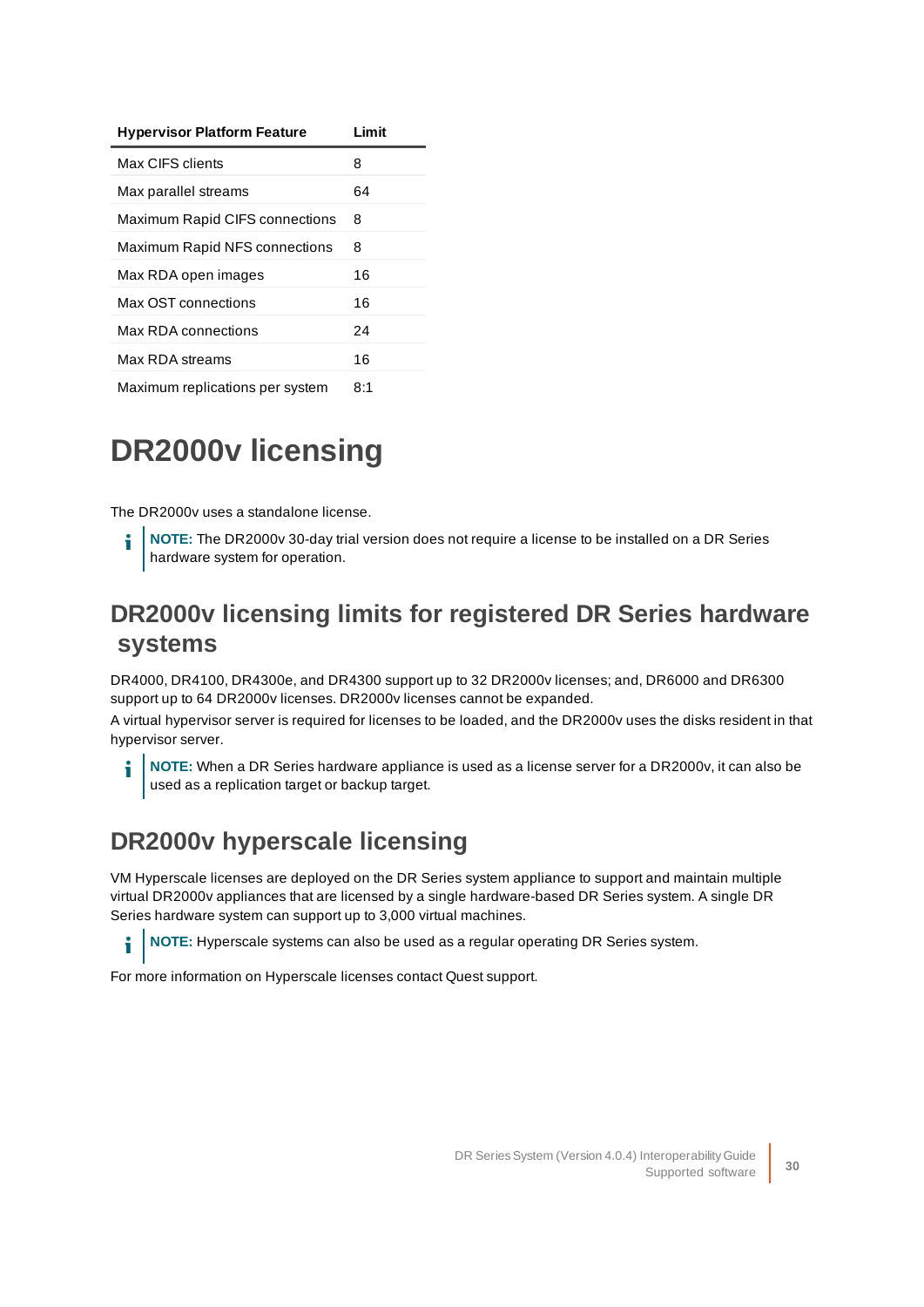| Hypervisor Platform Feature | Limit |
| --- | --- |
| Max CIFS clients | 8 |
| Max parallel streams | 64 |
| Maximum Rapid CIFS connections | 8 |
| Maximum Rapid NFS connections | 8 |
| Max RDA open images | 16 |
| Max OST connections | 16 |
| Max RDA connections | 24 |
| Max RDA streams | 16 |
| Maximum replications per system | 8:1 |

# DR2000v licensing

The DR2000v uses a standalone license.

> **NOTE:** The DR2000v 30-day trial version does not require a license to be installed on a DR Series hardware system for operation.

## DR2000v licensing limits for registered DR Series hardware systems

DR4000, DR4100, DR4300e, and DR4300 support up to 32 DR2000v licenses; and, DR6000 and DR6300 support up to 64 DR2000v licenses. DR2000v licenses cannot be expanded.

A virtual hypervisor server is required for licenses to be loaded, and the DR2000v uses the disks resident in that hypervisor server.

> **NOTE:** When a DR Series hardware appliance is used as a license server for a DR2000v, it can also be used as a replication target or backup target.

## DR2000v hyperscale licensing

VM Hyperscale licenses are deployed on the DR Series system appliance to support and maintain multiple virtual DR2000v appliances that are licensed by a single hardware-based DR Series system. A single DR Series hardware system can support up to 3,000 virtual machines.

> **NOTE:** Hyperscale systems can also be used as a regular operating DR Series system.

For more information on Hyperscale licenses contact Quest support.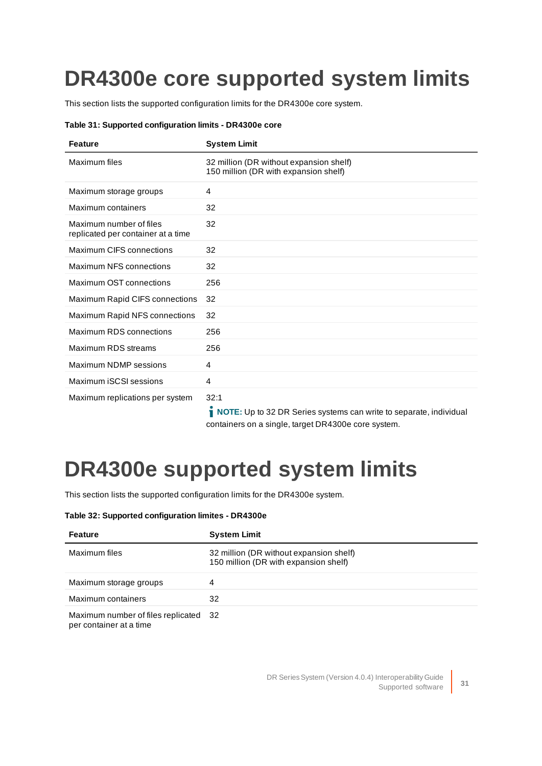# DR4300e core supported system limits

This section lists the supported configuration limits for the DR4300e core system.

**Table 31: Supported configuration limits - DR4300e core**

| Feature | System Limit |
| --- | --- |
| Maximum files | 32 million (DR without expansion shelf)<br>150 million (DR with expansion shelf) |
| Maximum storage groups | 4 |
| Maximum containers | 32 |
| Maximum number of files replicated per container at a time | 32 |
| Maximum CIFS connections | 32 |
| Maximum NFS connections | 32 |
| Maximum OST connections | 256 |
| Maximum Rapid CIFS connections | 32 |
| Maximum Rapid NFS connections | 32 |
| Maximum RDS connections | 256 |
| Maximum RDS streams | 256 |
| Maximum NDMP sessions | 4 |
| Maximum iSCSI sessions | 4 |
| Maximum replications per system | 32:1<br>**NOTE:** Up to 32 DR Series systems can write to separate, individual containers on a single, target DR4300e core system. |

# DR4300e supported system limits

This section lists the supported configuration limits for the DR4300e system.

**Table 32: Supported configuration limites - DR4300e**

| Feature | System Limit |
| --- | --- |
| Maximum files | 32 million (DR without expansion shelf)<br>150 million (DR with expansion shelf) |
| Maximum storage groups | 4 |
| Maximum containers | 32 |
| Maximum number of files replicated per container at a time | 32 |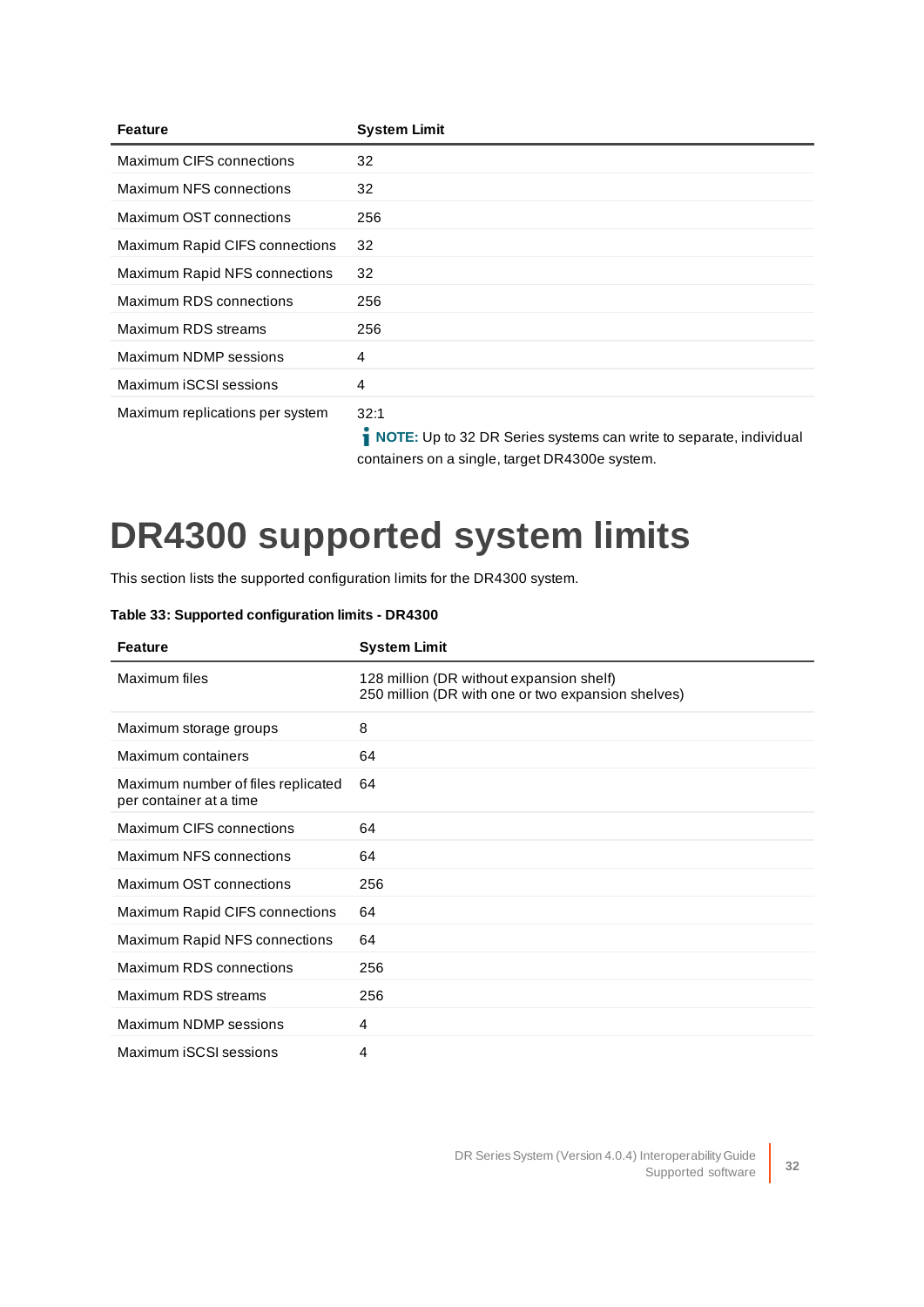| Feature | System Limit |
|---|---|
| Maximum CIFS connections | 32 |
| Maximum NFS connections | 32 |
| Maximum OST connections | 256 |
| Maximum Rapid CIFS connections | 32 |
| Maximum Rapid NFS connections | 32 |
| Maximum RDS connections | 256 |
| Maximum RDS streams | 256 |
| Maximum NDMP sessions | 4 |
| Maximum iSCSI sessions | 4 |
| Maximum replications per system | 32:1<br>**NOTE:** Up to 32 DR Series systems can write to separate, individual containers on a single, target DR4300e system. |

# DR4300 supported system limits

This section lists the supported configuration limits for the DR4300 system.

**Table 33: Supported configuration limits - DR4300**

| Feature | System Limit |
|---|---|
| Maximum files | 128 million (DR without expansion shelf)<br>250 million (DR with one or two expansion shelves) |
| Maximum storage groups | 8 |
| Maximum containers | 64 |
| Maximum number of files replicated per container at a time | 64 |
| Maximum CIFS connections | 64 |
| Maximum NFS connections | 64 |
| Maximum OST connections | 256 |
| Maximum Rapid CIFS connections | 64 |
| Maximum Rapid NFS connections | 64 |
| Maximum RDS connections | 256 |
| Maximum RDS streams | 256 |
| Maximum NDMP sessions | 4 |
| Maximum iSCSI sessions | 4 |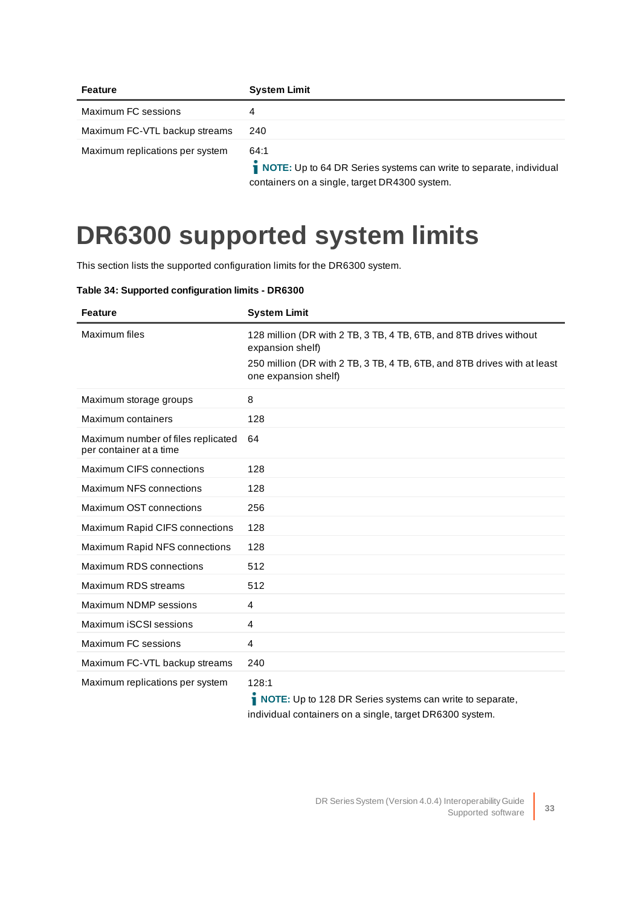| Feature | System Limit |
|---|---|
| Maximum FC sessions | 4 |
| Maximum FC-VTL backup streams | 240 |
| Maximum replications per system | 64:1<br>**NOTE:** Up to 64 DR Series systems can write to separate, individual containers on a single, target DR4300 system. |

# DR6300 supported system limits

This section lists the supported configuration limits for the DR6300 system.

**Table 34: Supported configuration limits - DR6300**

| Feature | System Limit |
|---|---|
| Maximum files | 128 million (DR with 2 TB, 3 TB, 4 TB, 6TB, and 8TB drives without expansion shelf)<br>250 million (DR with 2 TB, 3 TB, 4 TB, 6TB, and 8TB drives with at least one expansion shelf) |
| Maximum storage groups | 8 |
| Maximum containers | 128 |
| Maximum number of files replicated per container at a time | 64 |
| Maximum CIFS connections | 128 |
| Maximum NFS connections | 128 |
| Maximum OST connections | 256 |
| Maximum Rapid CIFS connections | 128 |
| Maximum Rapid NFS connections | 128 |
| Maximum RDS connections | 512 |
| Maximum RDS streams | 512 |
| Maximum NDMP sessions | 4 |
| Maximum iSCSI sessions | 4 |
| Maximum FC sessions | 4 |
| Maximum FC-VTL backup streams | 240 |
| Maximum replications per system | 128:1<br>**NOTE:** Up to 128 DR Series systems can write to separate, individual containers on a single, target DR6300 system. |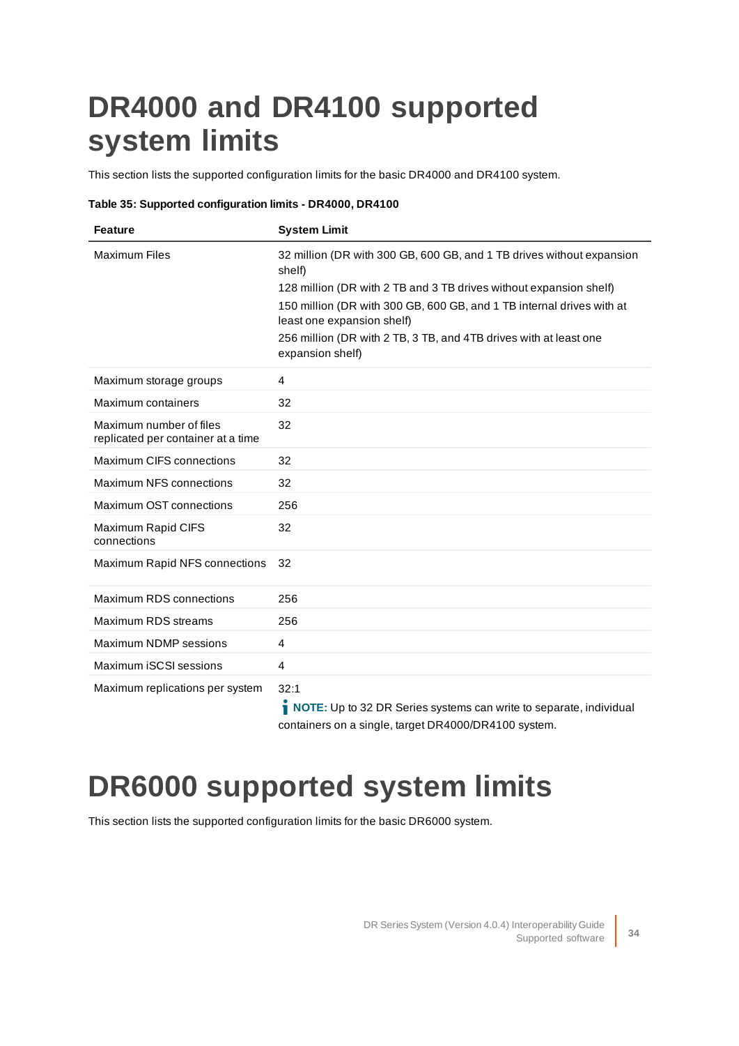# DR4000 and DR4100 supported system limits

This section lists the supported configuration limits for the basic DR4000 and DR4100 system.

**Table 35: Supported configuration limits - DR4000, DR4100**

| Feature | System Limit |
|---|---|
| Maximum Files | 32 million (DR with 300 GB, 600 GB, and 1 TB drives without expansion shelf)<br>128 million (DR with 2 TB and 3 TB drives without expansion shelf)<br>150 million (DR with 300 GB, 600 GB, and 1 TB internal drives with at least one expansion shelf)<br>256 million (DR with 2 TB, 3 TB, and 4TB drives with at least one expansion shelf) |
| Maximum storage groups | 4 |
| Maximum containers | 32 |
| Maximum number of files replicated per container at a time | 32 |
| Maximum CIFS connections | 32 |
| Maximum NFS connections | 32 |
| Maximum OST connections | 256 |
| Maximum Rapid CIFS connections | 32 |
| Maximum Rapid NFS connections | 32 |
| Maximum RDS connections | 256 |
| Maximum RDS streams | 256 |
| Maximum NDMP sessions | 4 |
| Maximum iSCSI sessions | 4 |
| Maximum replications per system | 32:1<br>**NOTE:** Up to 32 DR Series systems can write to separate, individual containers on a single, target DR4000/DR4100 system. |

# DR6000 supported system limits

This section lists the supported configuration limits for the basic DR6000 system.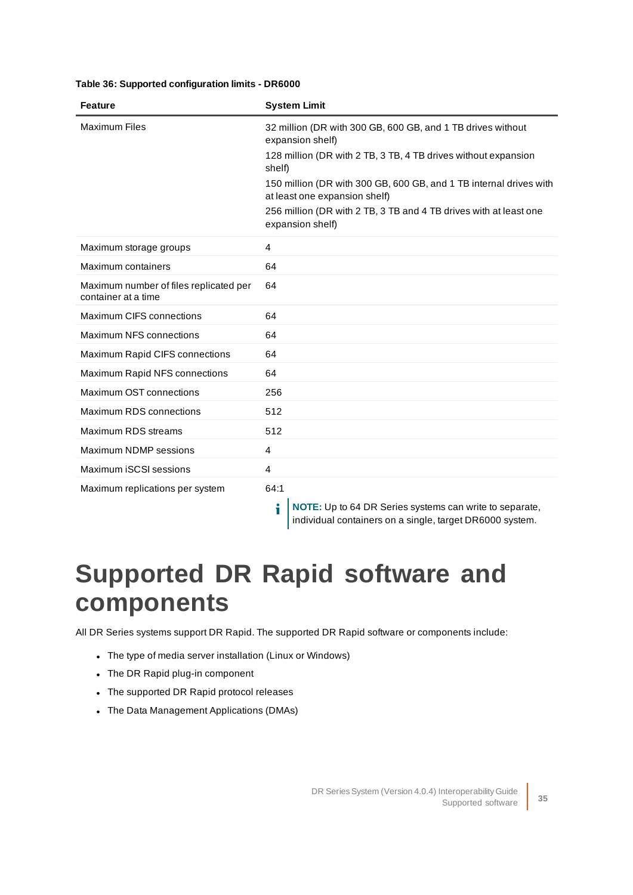**Table 36: Supported configuration limits - DR6000**

| Feature | System Limit |
| --- | --- |
| Maximum Files | 32 million (DR with 300 GB, 600 GB, and 1 TB drives without expansion shelf)<br>128 million (DR with 2 TB, 3 TB, 4 TB drives without expansion shelf)<br>150 million (DR with 300 GB, 600 GB, and 1 TB internal drives with at least one expansion shelf)<br>256 million (DR with 2 TB, 3 TB and 4 TB drives with at least one expansion shelf) |
| Maximum storage groups | 4 |
| Maximum containers | 64 |
| Maximum number of files replicated per container at a time | 64 |
| Maximum CIFS connections | 64 |
| Maximum NFS connections | 64 |
| Maximum Rapid CIFS connections | 64 |
| Maximum Rapid NFS connections | 64 |
| Maximum OST connections | 256 |
| Maximum RDS connections | 512 |
| Maximum RDS streams | 512 |
| Maximum NDMP sessions | 4 |
| Maximum iSCSI sessions | 4 |
| Maximum replications per system | 64:1<br>**NOTE:** Up to 64 DR Series systems can write to separate, individual containers on a single, target DR6000 system. |

# Supported DR Rapid software and components

All DR Series systems support DR Rapid. The supported DR Rapid software or components include:

- The type of media server installation (Linux or Windows)
- The DR Rapid plug-in component
- The supported DR Rapid protocol releases
- The Data Management Applications (DMAs)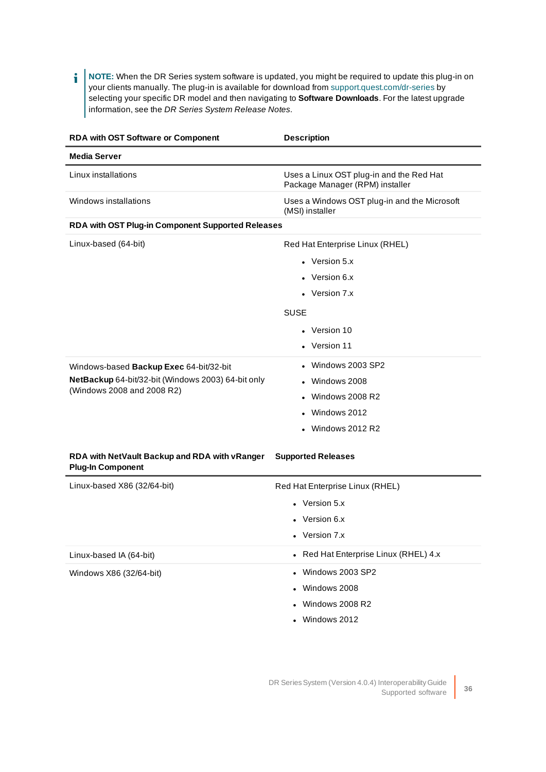**NOTE:** When the DR Series system software is updated, you might be required to update this plug-in on your clients manually. The plug-in is available for download from support.quest.com/dr-series by selecting your specific DR model and then navigating to **Software Downloads**. For the latest upgrade information, see the *DR Series System Release Notes*.

| RDA with OST Software or Component | Description |
|---|---|
| **Media Server** | |
| Linux installations | Uses a Linux OST plug-in and the Red Hat Package Manager (RPM) installer |
| Windows installations | Uses a Windows OST plug-in and the Microsoft (MSI) installer |
| **RDA with OST Plug-in Component Supported Releases** | |
| Linux-based (64-bit) | Red Hat Enterprise Linux (RHEL)<br>• Version 5.x<br>• Version 6.x<br>• Version 7.x<br>SUSE<br>• Version 10<br>• Version 11 |
| Windows-based **Backup Exec** 64-bit/32-bit<br>**NetBackup** 64-bit/32-bit (Windows 2003) 64-bit only (Windows 2008 and 2008 R2) | • Windows 2003 SP2<br>• Windows 2008<br>• Windows 2008 R2<br>• Windows 2012<br>• Windows 2012 R2 |

| RDA with NetVault Backup and RDA with vRanger Plug-In Component | Supported Releases |
|---|---|
| Linux-based X86 (32/64-bit) | Red Hat Enterprise Linux (RHEL)<br>• Version 5.x<br>• Version 6.x<br>• Version 7.x |
| Linux-based IA (64-bit) | • Red Hat Enterprise Linux (RHEL) 4.x |
| Windows X86 (32/64-bit) | • Windows 2003 SP2<br>• Windows 2008<br>• Windows 2008 R2<br>• Windows 2012 |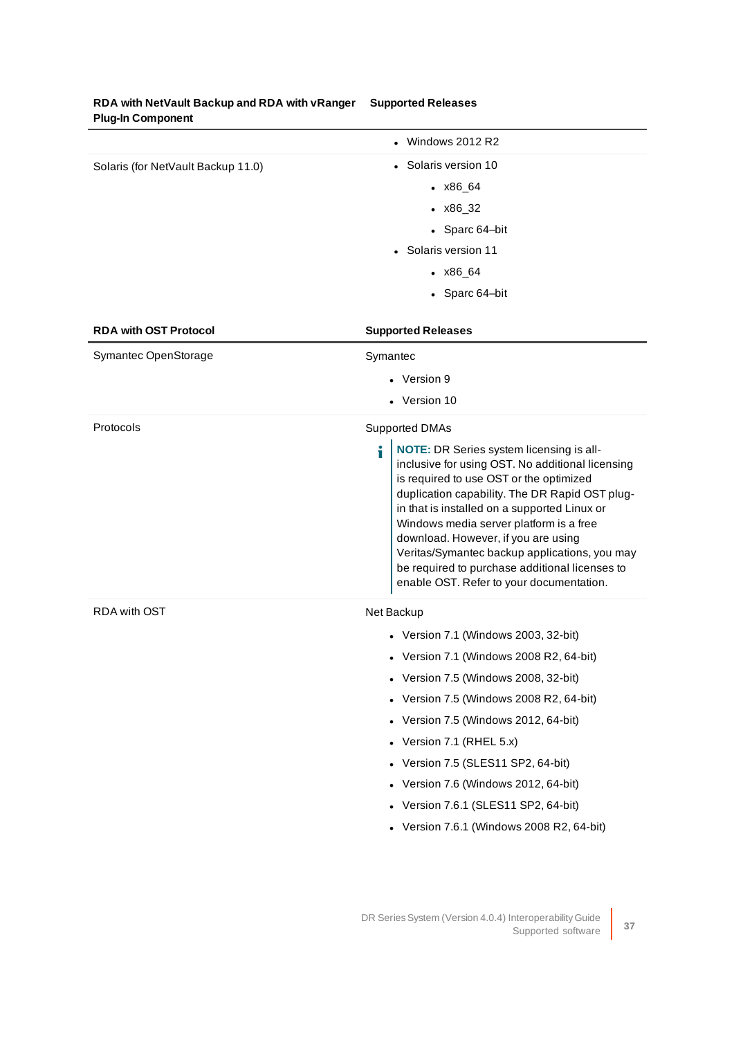| RDA with NetVault Backup and RDA with vRanger Plug-In Component | Supported Releases |
|---|---|
| | • Windows 2012 R2 |
| Solaris (for NetVault Backup 11.0) | • Solaris version 10<br>  • x86_64<br>  • x86_32<br>  • Sparc 64–bit<br>• Solaris version 11<br>  • x86_64<br>  • Sparc 64–bit |

| RDA with OST Protocol | Supported Releases |
|---|---|
| Symantec OpenStorage | Symantec<br>• Version 9<br>• Version 10 |
| Protocols | Supported DMAs<br>**NOTE:** DR Series system licensing is all-inclusive for using OST. No additional licensing is required to use OST or the optimized duplication capability. The DR Rapid OST plug-in that is installed on a supported Linux or Windows media server platform is a free download. However, if you are using Veritas/Symantec backup applications, you may be required to purchase additional licenses to enable OST. Refer to your documentation. |
| RDA with OST | Net Backup<br>• Version 7.1 (Windows 2003, 32-bit)<br>• Version 7.1 (Windows 2008 R2, 64-bit)<br>• Version 7.5 (Windows 2008, 32-bit)<br>• Version 7.5 (Windows 2008 R2, 64-bit)<br>• Version 7.5 (Windows 2012, 64-bit)<br>• Version 7.1 (RHEL 5.x)<br>• Version 7.5 (SLES11 SP2, 64-bit)<br>• Version 7.6 (Windows 2012, 64-bit)<br>• Version 7.6.1 (SLES11 SP2, 64-bit)<br>• Version 7.6.1 (Windows 2008 R2, 64-bit) |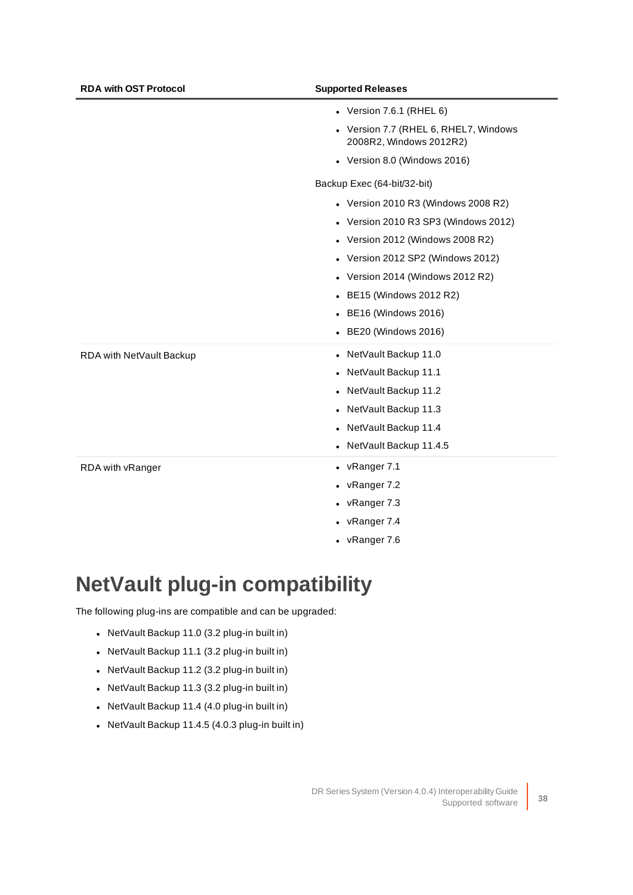| RDA with OST Protocol | Supported Releases |
|---|---|
| | • Version 7.6.1 (RHEL 6)<br>• Version 7.7 (RHEL 6, RHEL7, Windows 2008R2, Windows 2012R2)<br>• Version 8.0 (Windows 2016)<br><br>Backup Exec (64-bit/32-bit)<br>• Version 2010 R3 (Windows 2008 R2)<br>• Version 2010 R3 SP3 (Windows 2012)<br>• Version 2012 (Windows 2008 R2)<br>• Version 2012 SP2 (Windows 2012)<br>• Version 2014 (Windows 2012 R2)<br>• BE15 (Windows 2012 R2)<br>• BE16 (Windows 2016)<br>• BE20 (Windows 2016) |
| RDA with NetVault Backup | • NetVault Backup 11.0<br>• NetVault Backup 11.1<br>• NetVault Backup 11.2<br>• NetVault Backup 11.3<br>• NetVault Backup 11.4<br>• NetVault Backup 11.4.5 |
| RDA with vRanger | • vRanger 7.1<br>• vRanger 7.2<br>• vRanger 7.3<br>• vRanger 7.4<br>• vRanger 7.6 |

# NetVault plug-in compatibility

The following plug-ins are compatible and can be upgraded:

- NetVault Backup 11.0 (3.2 plug-in built in)
- NetVault Backup 11.1 (3.2 plug-in built in)
- NetVault Backup 11.2 (3.2 plug-in built in)
- NetVault Backup 11.3 (3.2 plug-in built in)
- NetVault Backup 11.4 (4.0 plug-in built in)
- NetVault Backup 11.4.5 (4.0.3 plug-in built in)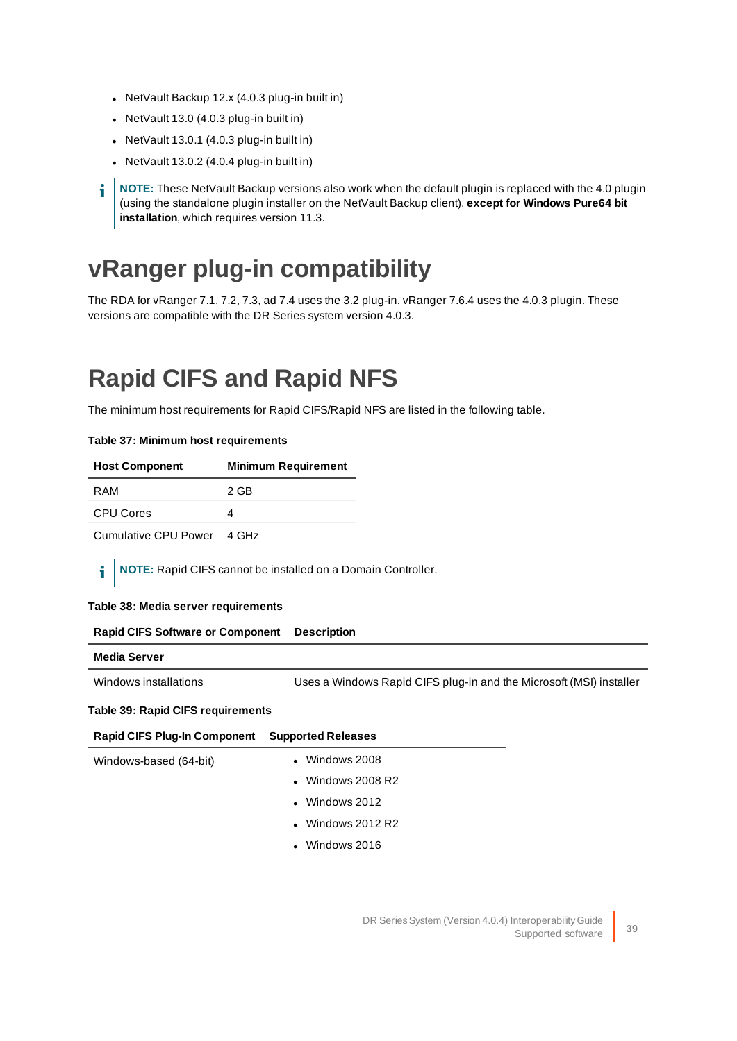- NetVault Backup 12.x (4.0.3 plug-in built in)
- NetVault 13.0 (4.0.3 plug-in built in)
- NetVault 13.0.1 (4.0.3 plug-in built in)
- NetVault 13.0.2 (4.0.4 plug-in built in)

**NOTE:** These NetVault Backup versions also work when the default plugin is replaced with the 4.0 plugin (using the standalone plugin installer on the NetVault Backup client), **except for Windows Pure64 bit installation**, which requires version 11.3.

# vRanger plug-in compatibility

The RDA for vRanger 7.1, 7.2, 7.3, ad 7.4 uses the 3.2 plug-in. vRanger 7.6.4 uses the 4.0.3 plugin. These versions are compatible with the DR Series system version 4.0.3.

# Rapid CIFS and Rapid NFS

The minimum host requirements for Rapid CIFS/Rapid NFS are listed in the following table.

**Table 37: Minimum host requirements**

| Host Component | Minimum Requirement |
|---|---|
| RAM | 2 GB |
| CPU Cores | 4 |
| Cumulative CPU Power | 4 GHz |

**NOTE:** Rapid CIFS cannot be installed on a Domain Controller.

**Table 38: Media server requirements**

| Rapid CIFS Software or Component | Description |
|---|---|
| **Media Server** | |
| Windows installations | Uses a Windows Rapid CIFS plug-in and the Microsoft (MSI) installer |

**Table 39: Rapid CIFS requirements**

| Rapid CIFS Plug-In Component | Supported Releases |
|---|---|
| Windows-based (64-bit) | • Windows 2008<br>• Windows 2008 R2<br>• Windows 2012<br>• Windows 2012 R2<br>• Windows 2016 |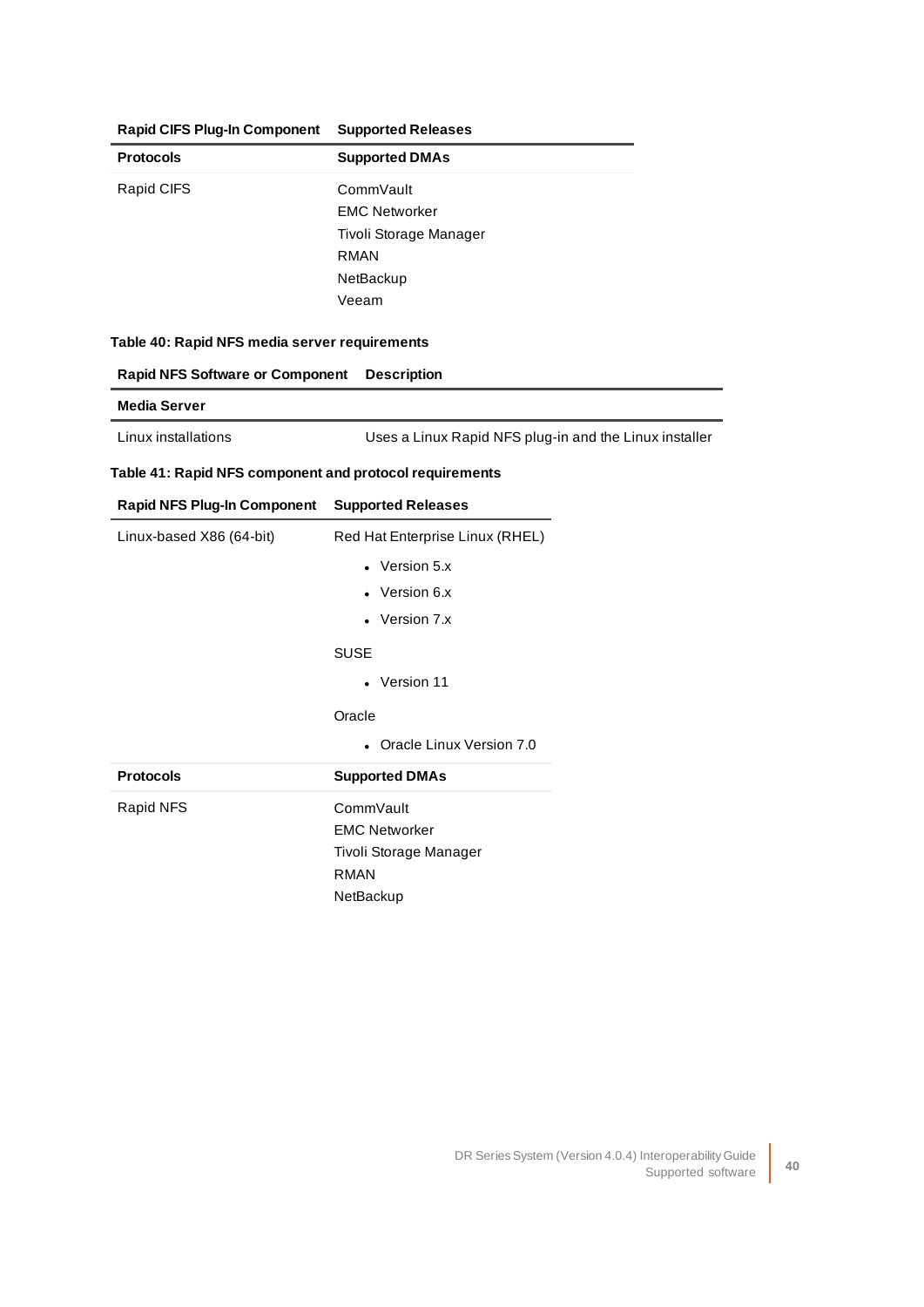| Rapid CIFS Plug-In Component | Supported Releases |
| --- | --- |
| **Protocols** | **Supported DMAs** |
| Rapid CIFS | CommVault<br>EMC Networker<br>Tivoli Storage Manager<br>RMAN<br>NetBackup<br>Veeam |

**Table 40: Rapid NFS media server requirements**

| Rapid NFS Software or Component | Description |
| --- | --- |
| **Media Server** | |
| Linux installations | Uses a Linux Rapid NFS plug-in and the Linux installer |

**Table 41: Rapid NFS component and protocol requirements**

| Rapid NFS Plug-In Component | Supported Releases |
| --- | --- |
| Linux-based X86 (64-bit) | Red Hat Enterprise Linux (RHEL)<br>• Version 5.x<br>• Version 6.x<br>• Version 7.x<br>SUSE<br>• Version 11<br>Oracle<br>• Oracle Linux Version 7.0 |
| **Protocols** | **Supported DMAs** |
| Rapid NFS | CommVault<br>EMC Networker<br>Tivoli Storage Manager<br>RMAN<br>NetBackup |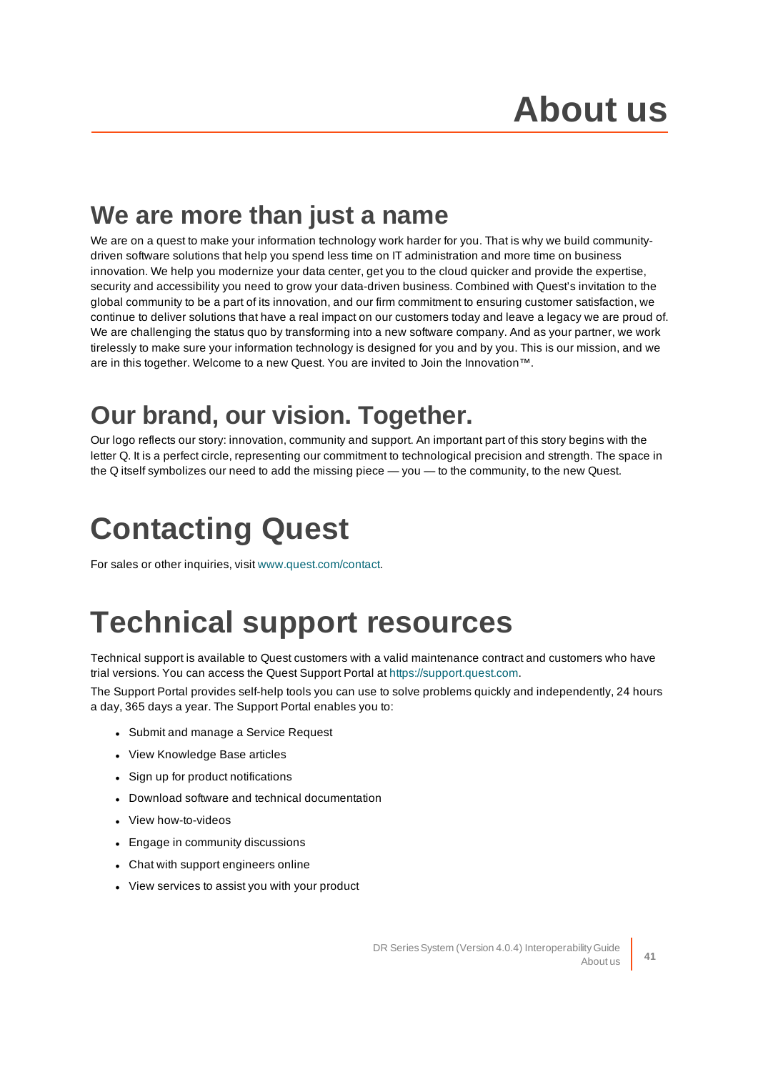# About us

## We are more than just a name

We are on a quest to make your information technology work harder for you. That is why we build community-driven software solutions that help you spend less time on IT administration and more time on business innovation. We help you modernize your data center, get you to the cloud quicker and provide the expertise, security and accessibility you need to grow your data-driven business. Combined with Quest's invitation to the global community to be a part of its innovation, and our firm commitment to ensuring customer satisfaction, we continue to deliver solutions that have a real impact on our customers today and leave a legacy we are proud of. We are challenging the status quo by transforming into a new software company. And as your partner, we work tirelessly to make sure your information technology is designed for you and by you. This is our mission, and we are in this together. Welcome to a new Quest. You are invited to Join the Innovation™.

## Our brand, our vision. Together.

Our logo reflects our story: innovation, community and support. An important part of this story begins with the letter Q. It is a perfect circle, representing our commitment to technological precision and strength. The space in the Q itself symbolizes our need to add the missing piece — you — to the community, to the new Quest.

# Contacting Quest

For sales or other inquiries, visit www.quest.com/contact.

# Technical support resources

Technical support is available to Quest customers with a valid maintenance contract and customers who have trial versions. You can access the Quest Support Portal at https://support.quest.com.

The Support Portal provides self-help tools you can use to solve problems quickly and independently, 24 hours a day, 365 days a year. The Support Portal enables you to:

- Submit and manage a Service Request
- View Knowledge Base articles
- Sign up for product notifications
- Download software and technical documentation
- View how-to-videos
- Engage in community discussions
- Chat with support engineers online
- View services to assist you with your product